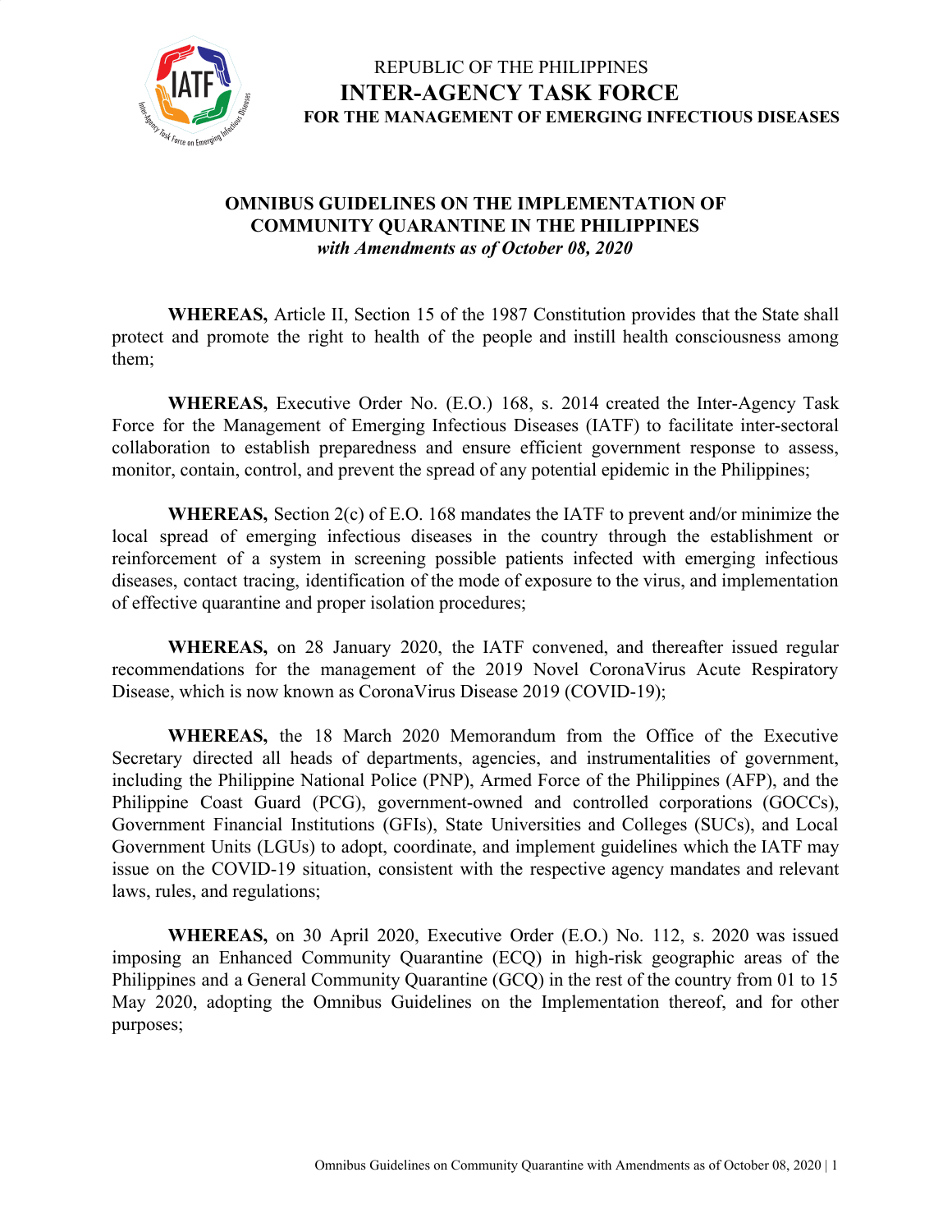REPUBLIC OF THE PHILIPPINES

**INTER-AGENCY TASK FORCE**

**FOR THE MANAGEMENT OF EMERGING INFECTIOUS DISEASES**

# OMNIBUS GUIDELINES ON THE IMPLEMENTATION OF COMMUNITY QUARANTINE IN THE PHILIPPINES

***with Amendments as of October 08, 2020***

**WHEREAS,** Article II, Section 15 of the 1987 Constitution provides that the State shall protect and promote the right to health of the people and instill health consciousness among them;

**WHEREAS,** Executive Order No. (E.O.) 168, s. 2014 created the Inter-Agency Task Force for the Management of Emerging Infectious Diseases (IATF) to facilitate inter-sectoral collaboration to establish preparedness and ensure efficient government response to assess, monitor, contain, control, and prevent the spread of any potential epidemic in the Philippines;

**WHEREAS,** Section 2(c) of E.O. 168 mandates the IATF to prevent and/or minimize the local spread of emerging infectious diseases in the country through the establishment or reinforcement of a system in screening possible patients infected with emerging infectious diseases, contact tracing, identification of the mode of exposure to the virus, and implementation of effective quarantine and proper isolation procedures;

**WHEREAS,** on 28 January 2020, the IATF convened, and thereafter issued regular recommendations for the management of the 2019 Novel CoronaVirus Acute Respiratory Disease, which is now known as CoronaVirus Disease 2019 (COVID-19);

**WHEREAS,** the 18 March 2020 Memorandum from the Office of the Executive Secretary directed all heads of departments, agencies, and instrumentalities of government, including the Philippine National Police (PNP), Armed Force of the Philippines (AFP), and the Philippine Coast Guard (PCG), government-owned and controlled corporations (GOCCs), Government Financial Institutions (GFIs), State Universities and Colleges (SUCs), and Local Government Units (LGUs) to adopt, coordinate, and implement guidelines which the IATF may issue on the COVID-19 situation, consistent with the respective agency mandates and relevant laws, rules, and regulations;

**WHEREAS,** on 30 April 2020, Executive Order (E.O.) No. 112, s. 2020 was issued imposing an Enhanced Community Quarantine (ECQ) in high-risk geographic areas of the Philippines and a General Community Quarantine (GCQ) in the rest of the country from 01 to 15 May 2020, adopting the Omnibus Guidelines on the Implementation thereof, and for other purposes;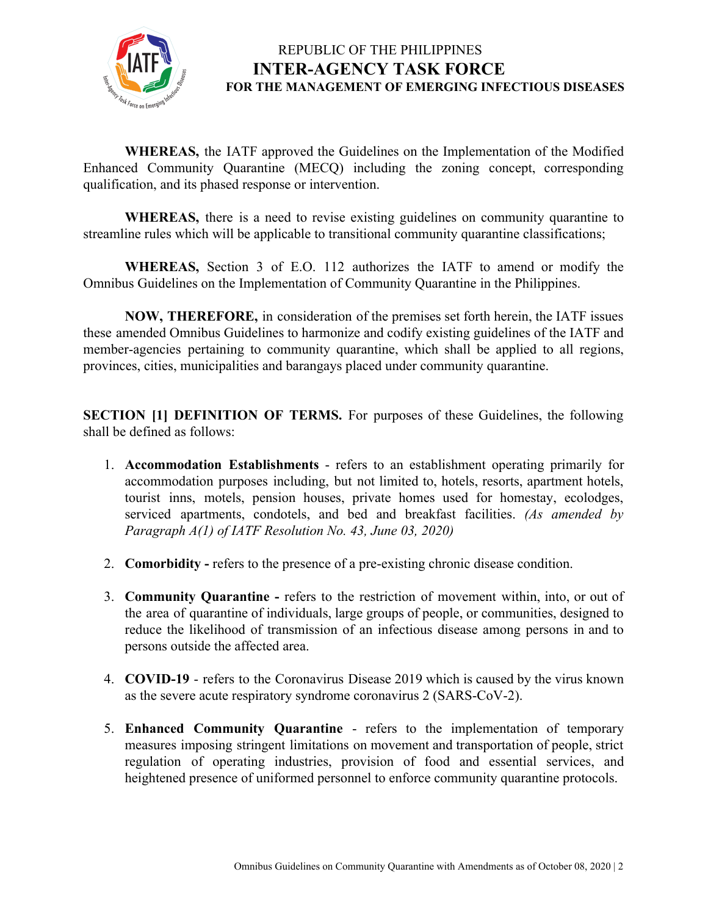**WHEREAS,** the IATF approved the Guidelines on the Implementation of the Modified Enhanced Community Quarantine (MECQ) including the zoning concept, corresponding qualification, and its phased response or intervention.

**WHEREAS,** there is a need to revise existing guidelines on community quarantine to streamline rules which will be applicable to transitional community quarantine classifications;

**WHEREAS,** Section 3 of E.O. 112 authorizes the IATF to amend or modify the Omnibus Guidelines on the Implementation of Community Quarantine in the Philippines.

**NOW, THEREFORE,** in consideration of the premises set forth herein, the IATF issues these amended Omnibus Guidelines to harmonize and codify existing guidelines of the IATF and member-agencies pertaining to community quarantine, which shall be applied to all regions, provinces, cities, municipalities and barangays placed under community quarantine.

**SECTION [1] DEFINITION OF TERMS.** For purposes of these Guidelines, the following shall be defined as follows:

1. **Accommodation Establishments** - refers to an establishment operating primarily for accommodation purposes including, but not limited to, hotels, resorts, apartment hotels, tourist inns, motels, pension houses, private homes used for homestay, ecolodges, serviced apartments, condotels, and bed and breakfast facilities. *(As amended by Paragraph A(1) of IATF Resolution No. 43, June 03, 2020)*

2. **Comorbidity -** refers to the presence of a pre-existing chronic disease condition.

3. **Community Quarantine -** refers to the restriction of movement within, into, or out of the area of quarantine of individuals, large groups of people, or communities, designed to reduce the likelihood of transmission of an infectious disease among persons in and to persons outside the affected area.

4. **COVID-19** - refers to the Coronavirus Disease 2019 which is caused by the virus known as the severe acute respiratory syndrome coronavirus 2 (SARS-CoV-2).

5. **Enhanced Community Quarantine** - refers to the implementation of temporary measures imposing stringent limitations on movement and transportation of people, strict regulation of operating industries, provision of food and essential services, and heightened presence of uniformed personnel to enforce community quarantine protocols.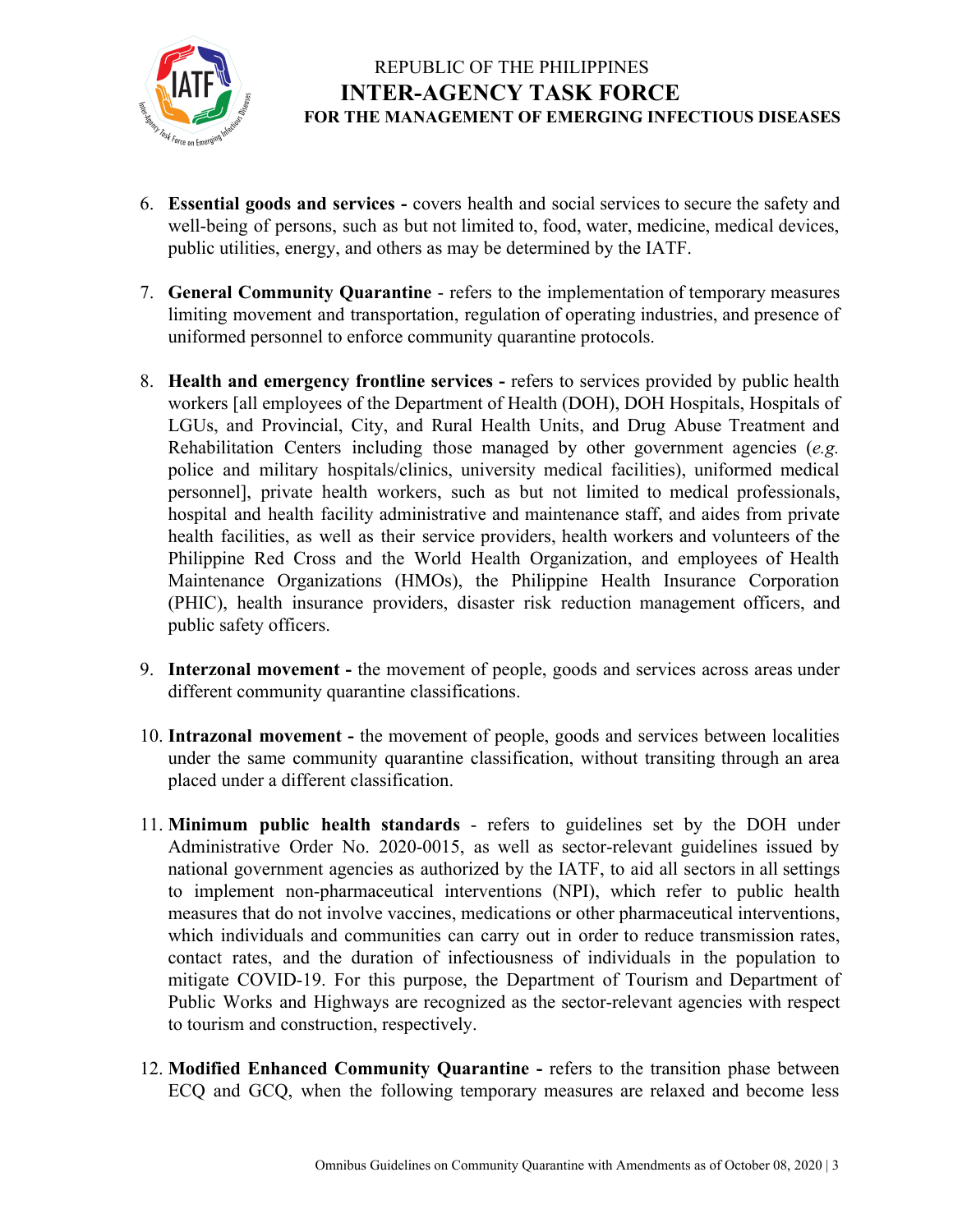6. **Essential goods and services -** covers health and social services to secure the safety and well-being of persons, such as but not limited to, food, water, medicine, medical devices, public utilities, energy, and others as may be determined by the IATF.

7. **General Community Quarantine** - refers to the implementation of temporary measures limiting movement and transportation, regulation of operating industries, and presence of uniformed personnel to enforce community quarantine protocols.

8. **Health and emergency frontline services -** refers to services provided by public health workers [all employees of the Department of Health (DOH), DOH Hospitals, Hospitals of LGUs, and Provincial, City, and Rural Health Units, and Drug Abuse Treatment and Rehabilitation Centers including those managed by other government agencies (*e.g.* police and military hospitals/clinics, university medical facilities), uniformed medical personnel], private health workers, such as but not limited to medical professionals, hospital and health facility administrative and maintenance staff, and aides from private health facilities, as well as their service providers, health workers and volunteers of the Philippine Red Cross and the World Health Organization, and employees of Health Maintenance Organizations (HMOs), the Philippine Health Insurance Corporation (PHIC), health insurance providers, disaster risk reduction management officers, and public safety officers.

9. **Interzonal movement -** the movement of people, goods and services across areas under different community quarantine classifications.

10. **Intrazonal movement -** the movement of people, goods and services between localities under the same community quarantine classification, without transiting through an area placed under a different classification.

11. **Minimum public health standards** - refers to guidelines set by the DOH under Administrative Order No. 2020-0015, as well as sector-relevant guidelines issued by national government agencies as authorized by the IATF, to aid all sectors in all settings to implement non-pharmaceutical interventions (NPI), which refer to public health measures that do not involve vaccines, medications or other pharmaceutical interventions, which individuals and communities can carry out in order to reduce transmission rates, contact rates, and the duration of infectiousness of individuals in the population to mitigate COVID-19. For this purpose, the Department of Tourism and Department of Public Works and Highways are recognized as the sector-relevant agencies with respect to tourism and construction, respectively.

12. **Modified Enhanced Community Quarantine -** refers to the transition phase between ECQ and GCQ, when the following temporary measures are relaxed and become less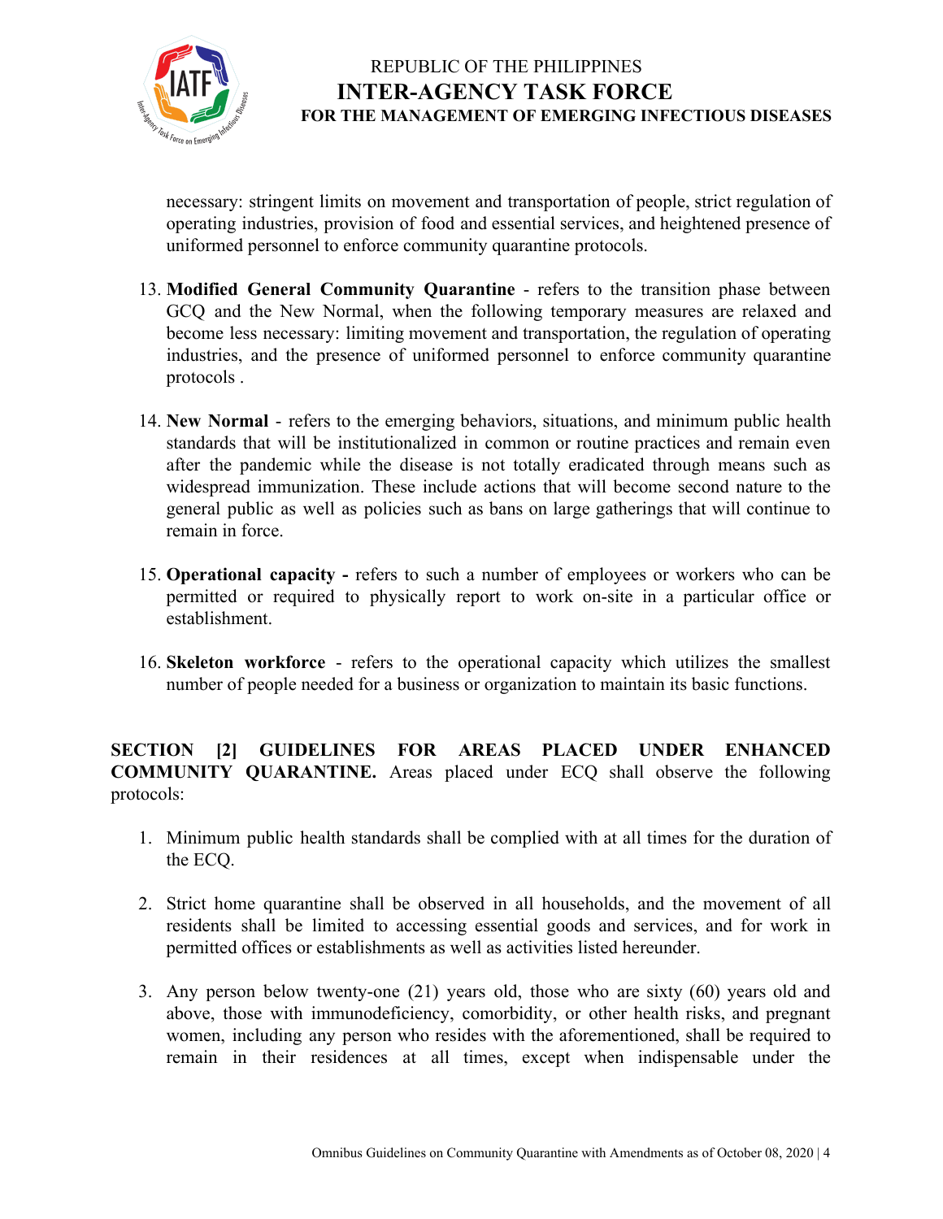necessary: stringent limits on movement and transportation of people, strict regulation of operating industries, provision of food and essential services, and heightened presence of uniformed personnel to enforce community quarantine protocols.

13. **Modified General Community Quarantine** - refers to the transition phase between GCQ and the New Normal, when the following temporary measures are relaxed and become less necessary: limiting movement and transportation, the regulation of operating industries, and the presence of uniformed personnel to enforce community quarantine protocols .

14. **New Normal** - refers to the emerging behaviors, situations, and minimum public health standards that will be institutionalized in common or routine practices and remain even after the pandemic while the disease is not totally eradicated through means such as widespread immunization. These include actions that will become second nature to the general public as well as policies such as bans on large gatherings that will continue to remain in force.

15. **Operational capacity -** refers to such a number of employees or workers who can be permitted or required to physically report to work on-site in a particular office or establishment.

16. **Skeleton workforce** - refers to the operational capacity which utilizes the smallest number of people needed for a business or organization to maintain its basic functions.

**SECTION [2] GUIDELINES FOR AREAS PLACED UNDER ENHANCED COMMUNITY QUARANTINE.** Areas placed under ECQ shall observe the following protocols:

1. Minimum public health standards shall be complied with at all times for the duration of the ECQ.

2. Strict home quarantine shall be observed in all households, and the movement of all residents shall be limited to accessing essential goods and services, and for work in permitted offices or establishments as well as activities listed hereunder.

3. Any person below twenty-one (21) years old, those who are sixty (60) years old and above, those with immunodeficiency, comorbidity, or other health risks, and pregnant women, including any person who resides with the aforementioned, shall be required to remain in their residences at all times, except when indispensable under the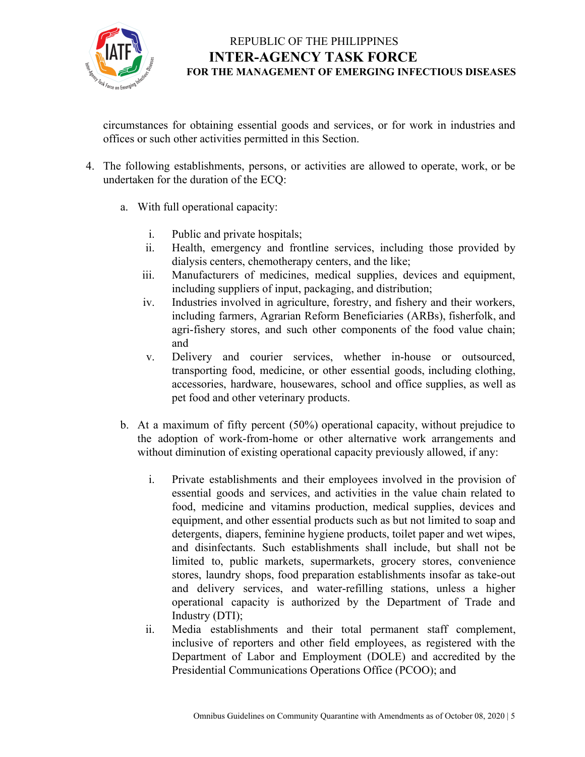circumstances for obtaining essential goods and services, or for work in industries and offices or such other activities permitted in this Section.

4. The following establishments, persons, or activities are allowed to operate, work, or be undertaken for the duration of the ECQ:

   a. With full operational capacity:

      i. Public and private hospitals;
      ii. Health, emergency and frontline services, including those provided by dialysis centers, chemotherapy centers, and the like;
      iii. Manufacturers of medicines, medical supplies, devices and equipment, including suppliers of input, packaging, and distribution;
      iv. Industries involved in agriculture, forestry, and fishery and their workers, including farmers, Agrarian Reform Beneficiaries (ARBs), fisherfolk, and agri-fishery stores, and such other components of the food value chain; and
      v. Delivery and courier services, whether in-house or outsourced, transporting food, medicine, or other essential goods, including clothing, accessories, hardware, housewares, school and office supplies, as well as pet food and other veterinary products.

   b. At a maximum of fifty percent (50%) operational capacity, without prejudice to the adoption of work-from-home or other alternative work arrangements and without diminution of existing operational capacity previously allowed, if any:

      i. Private establishments and their employees involved in the provision of essential goods and services, and activities in the value chain related to food, medicine and vitamins production, medical supplies, devices and equipment, and other essential products such as but not limited to soap and detergents, diapers, feminine hygiene products, toilet paper and wet wipes, and disinfectants. Such establishments shall include, but shall not be limited to, public markets, supermarkets, grocery stores, convenience stores, laundry shops, food preparation establishments insofar as take-out and delivery services, and water-refilling stations, unless a higher operational capacity is authorized by the Department of Trade and Industry (DTI);
      ii. Media establishments and their total permanent staff complement, inclusive of reporters and other field employees, as registered with the Department of Labor and Employment (DOLE) and accredited by the Presidential Communications Operations Office (PCOO); and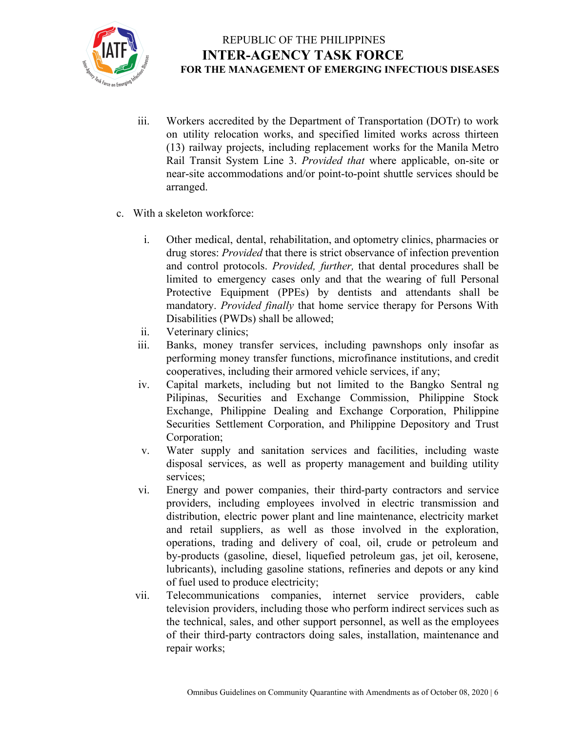iii. Workers accredited by the Department of Transportation (DOTr) to work on utility relocation works, and specified limited works across thirteen (13) railway projects, including replacement works for the Manila Metro Rail Transit System Line 3. *Provided that* where applicable, on-site or near-site accommodations and/or point-to-point shuttle services should be arranged.

c. With a skeleton workforce:

i. Other medical, dental, rehabilitation, and optometry clinics, pharmacies or drug stores: *Provided* that there is strict observance of infection prevention and control protocols. *Provided, further,* that dental procedures shall be limited to emergency cases only and that the wearing of full Personal Protective Equipment (PPEs) by dentists and attendants shall be mandatory. *Provided finally* that home service therapy for Persons With Disabilities (PWDs) shall be allowed;

ii. Veterinary clinics;

iii. Banks, money transfer services, including pawnshops only insofar as performing money transfer functions, microfinance institutions, and credit cooperatives, including their armored vehicle services, if any;

iv. Capital markets, including but not limited to the Bangko Sentral ng Pilipinas, Securities and Exchange Commission, Philippine Stock Exchange, Philippine Dealing and Exchange Corporation, Philippine Securities Settlement Corporation, and Philippine Depository and Trust Corporation;

v. Water supply and sanitation services and facilities, including waste disposal services, as well as property management and building utility services;

vi. Energy and power companies, their third-party contractors and service providers, including employees involved in electric transmission and distribution, electric power plant and line maintenance, electricity market and retail suppliers, as well as those involved in the exploration, operations, trading and delivery of coal, oil, crude or petroleum and by-products (gasoline, diesel, liquefied petroleum gas, jet oil, kerosene, lubricants), including gasoline stations, refineries and depots or any kind of fuel used to produce electricity;

vii. Telecommunications companies, internet service providers, cable television providers, including those who perform indirect services such as the technical, sales, and other support personnel, as well as the employees of their third-party contractors doing sales, installation, maintenance and repair works;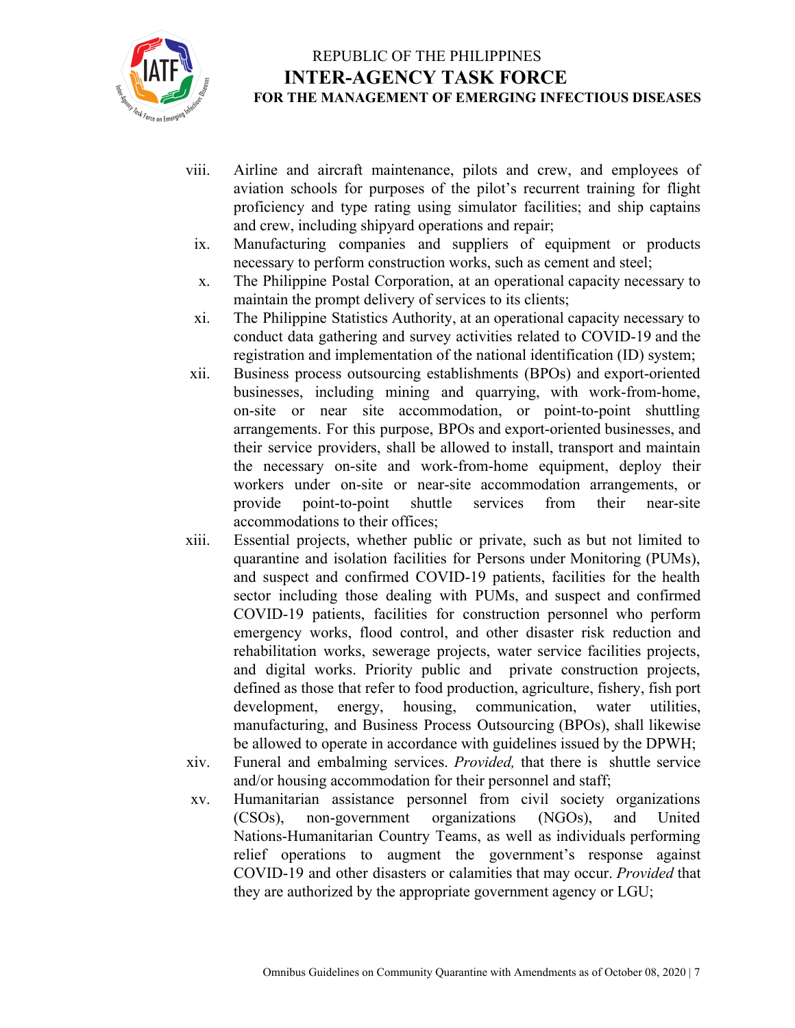viii. Airline and aircraft maintenance, pilots and crew, and employees of aviation schools for purposes of the pilot's recurrent training for flight proficiency and type rating using simulator facilities; and ship captains and crew, including shipyard operations and repair;

ix. Manufacturing companies and suppliers of equipment or products necessary to perform construction works, such as cement and steel;

x. The Philippine Postal Corporation, at an operational capacity necessary to maintain the prompt delivery of services to its clients;

xi. The Philippine Statistics Authority, at an operational capacity necessary to conduct data gathering and survey activities related to COVID-19 and the registration and implementation of the national identification (ID) system;

xii. Business process outsourcing establishments (BPOs) and export-oriented businesses, including mining and quarrying, with work-from-home, on-site or near site accommodation, or point-to-point shuttling arrangements. For this purpose, BPOs and export-oriented businesses, and their service providers, shall be allowed to install, transport and maintain the necessary on-site and work-from-home equipment, deploy their workers under on-site or near-site accommodation arrangements, or provide point-to-point shuttle services from their near-site accommodations to their offices;

xiii. Essential projects, whether public or private, such as but not limited to quarantine and isolation facilities for Persons under Monitoring (PUMs), and suspect and confirmed COVID-19 patients, facilities for the health sector including those dealing with PUMs, and suspect and confirmed COVID-19 patients, facilities for construction personnel who perform emergency works, flood control, and other disaster risk reduction and rehabilitation works, sewerage projects, water service facilities projects, and digital works. Priority public and private construction projects, defined as those that refer to food production, agriculture, fishery, fish port development, energy, housing, communication, water utilities, manufacturing, and Business Process Outsourcing (BPOs), shall likewise be allowed to operate in accordance with guidelines issued by the DPWH;

xiv. Funeral and embalming services. *Provided,* that there is shuttle service and/or housing accommodation for their personnel and staff;

xv. Humanitarian assistance personnel from civil society organizations (CSOs), non-government organizations (NGOs), and United Nations-Humanitarian Country Teams, as well as individuals performing relief operations to augment the government's response against COVID-19 and other disasters or calamities that may occur. *Provided* that they are authorized by the appropriate government agency or LGU;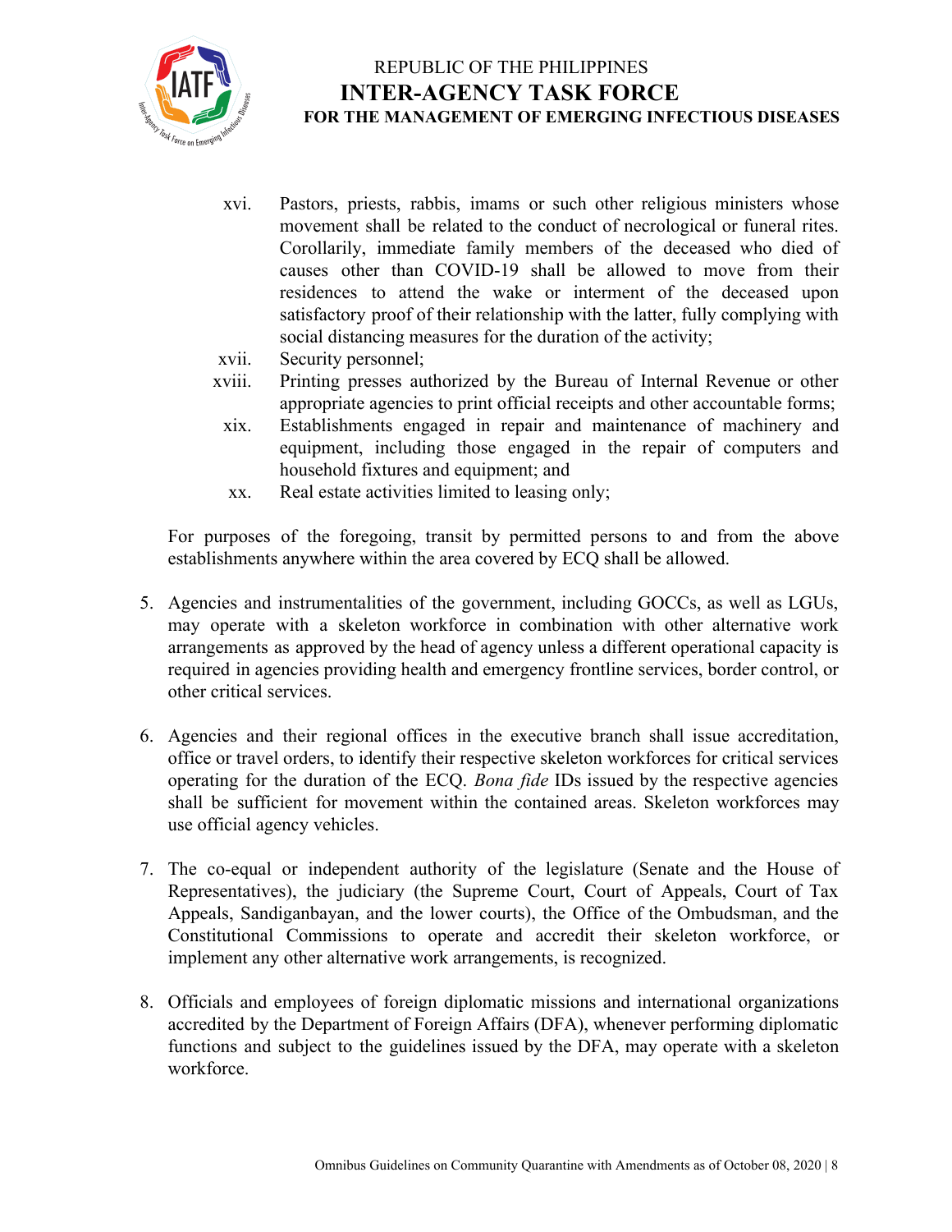xvi. Pastors, priests, rabbis, imams or such other religious ministers whose movement shall be related to the conduct of necrological or funeral rites. Corollarily, immediate family members of the deceased who died of causes other than COVID-19 shall be allowed to move from their residences to attend the wake or interment of the deceased upon satisfactory proof of their relationship with the latter, fully complying with social distancing measures for the duration of the activity;

xvii. Security personnel;

xviii. Printing presses authorized by the Bureau of Internal Revenue or other appropriate agencies to print official receipts and other accountable forms;

xix. Establishments engaged in repair and maintenance of machinery and equipment, including those engaged in the repair of computers and household fixtures and equipment; and

xx. Real estate activities limited to leasing only;

For purposes of the foregoing, transit by permitted persons to and from the above establishments anywhere within the area covered by ECQ shall be allowed.

5. Agencies and instrumentalities of the government, including GOCCs, as well as LGUs, may operate with a skeleton workforce in combination with other alternative work arrangements as approved by the head of agency unless a different operational capacity is required in agencies providing health and emergency frontline services, border control, or other critical services.

6. Agencies and their regional offices in the executive branch shall issue accreditation, office or travel orders, to identify their respective skeleton workforces for critical services operating for the duration of the ECQ. *Bona fide* IDs issued by the respective agencies shall be sufficient for movement within the contained areas. Skeleton workforces may use official agency vehicles.

7. The co-equal or independent authority of the legislature (Senate and the House of Representatives), the judiciary (the Supreme Court, Court of Appeals, Court of Tax Appeals, Sandiganbayan, and the lower courts), the Office of the Ombudsman, and the Constitutional Commissions to operate and accredit their skeleton workforce, or implement any other alternative work arrangements, is recognized.

8. Officials and employees of foreign diplomatic missions and international organizations accredited by the Department of Foreign Affairs (DFA), whenever performing diplomatic functions and subject to the guidelines issued by the DFA, may operate with a skeleton workforce.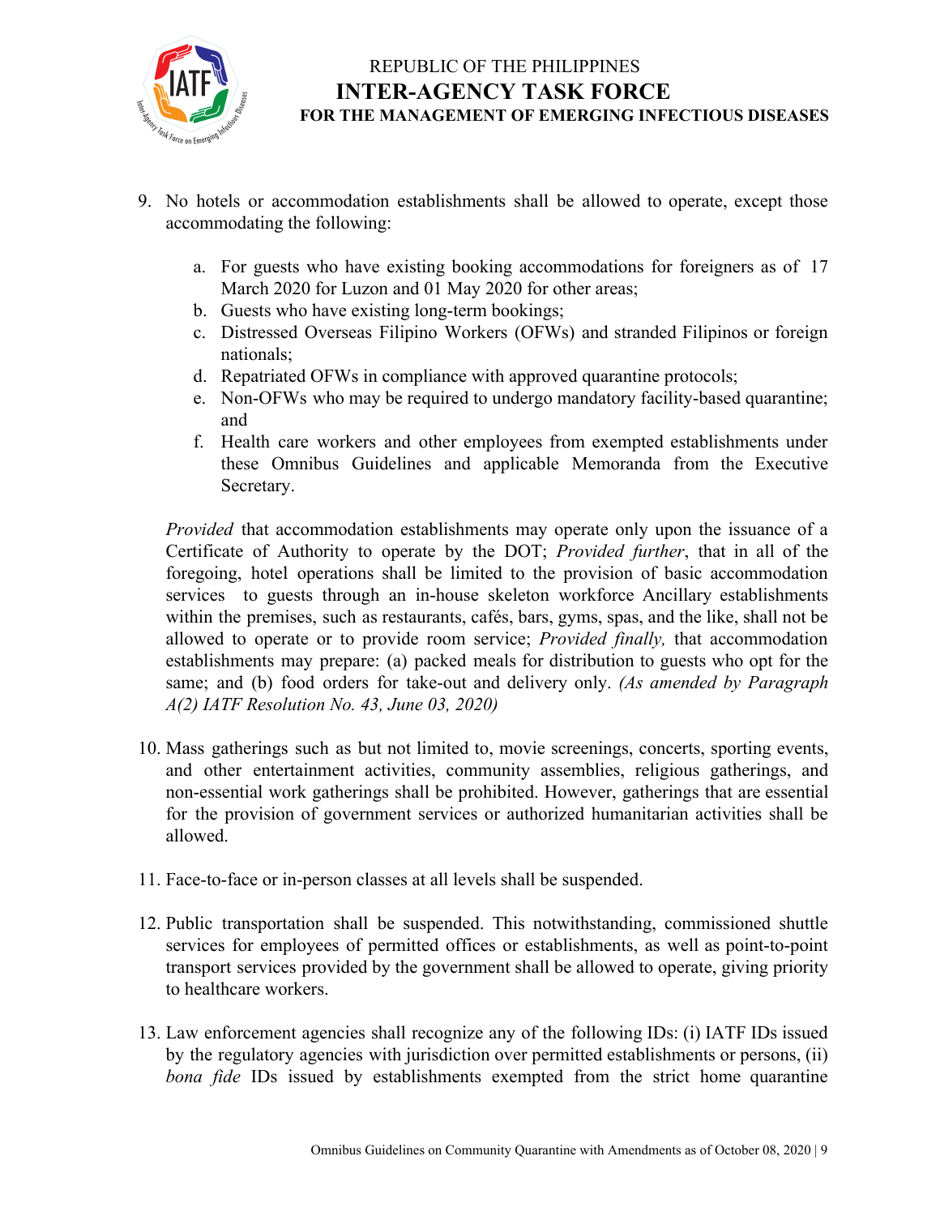9. No hotels or accommodation establishments shall be allowed to operate, except those accommodating the following:

    a. For guests who have existing booking accommodations for foreigners as of 17 March 2020 for Luzon and 01 May 2020 for other areas;
    b. Guests who have existing long-term bookings;
    c. Distressed Overseas Filipino Workers (OFWs) and stranded Filipinos or foreign nationals;
    d. Repatriated OFWs in compliance with approved quarantine protocols;
    e. Non-OFWs who may be required to undergo mandatory facility-based quarantine; and
    f. Health care workers and other employees from exempted establishments under these Omnibus Guidelines and applicable Memoranda from the Executive Secretary.

    *Provided* that accommodation establishments may operate only upon the issuance of a Certificate of Authority to operate by the DOT; *Provided further*, that in all of the foregoing, hotel operations shall be limited to the provision of basic accommodation services to guests through an in-house skeleton workforce Ancillary establishments within the premises, such as restaurants, cafés, bars, gyms, spas, and the like, shall not be allowed to operate or to provide room service; *Provided finally,* that accommodation establishments may prepare: (a) packed meals for distribution to guests who opt for the same; and (b) food orders for take-out and delivery only. *(As amended by Paragraph A(2) IATF Resolution No. 43, June 03, 2020)*

10. Mass gatherings such as but not limited to, movie screenings, concerts, sporting events, and other entertainment activities, community assemblies, religious gatherings, and non-essential work gatherings shall be prohibited. However, gatherings that are essential for the provision of government services or authorized humanitarian activities shall be allowed.

11. Face-to-face or in-person classes at all levels shall be suspended.

12. Public transportation shall be suspended. This notwithstanding, commissioned shuttle services for employees of permitted offices or establishments, as well as point-to-point transport services provided by the government shall be allowed to operate, giving priority to healthcare workers.

13. Law enforcement agencies shall recognize any of the following IDs: (i) IATF IDs issued by the regulatory agencies with jurisdiction over permitted establishments or persons, (ii) *bona fide* IDs issued by establishments exempted from the strict home quarantine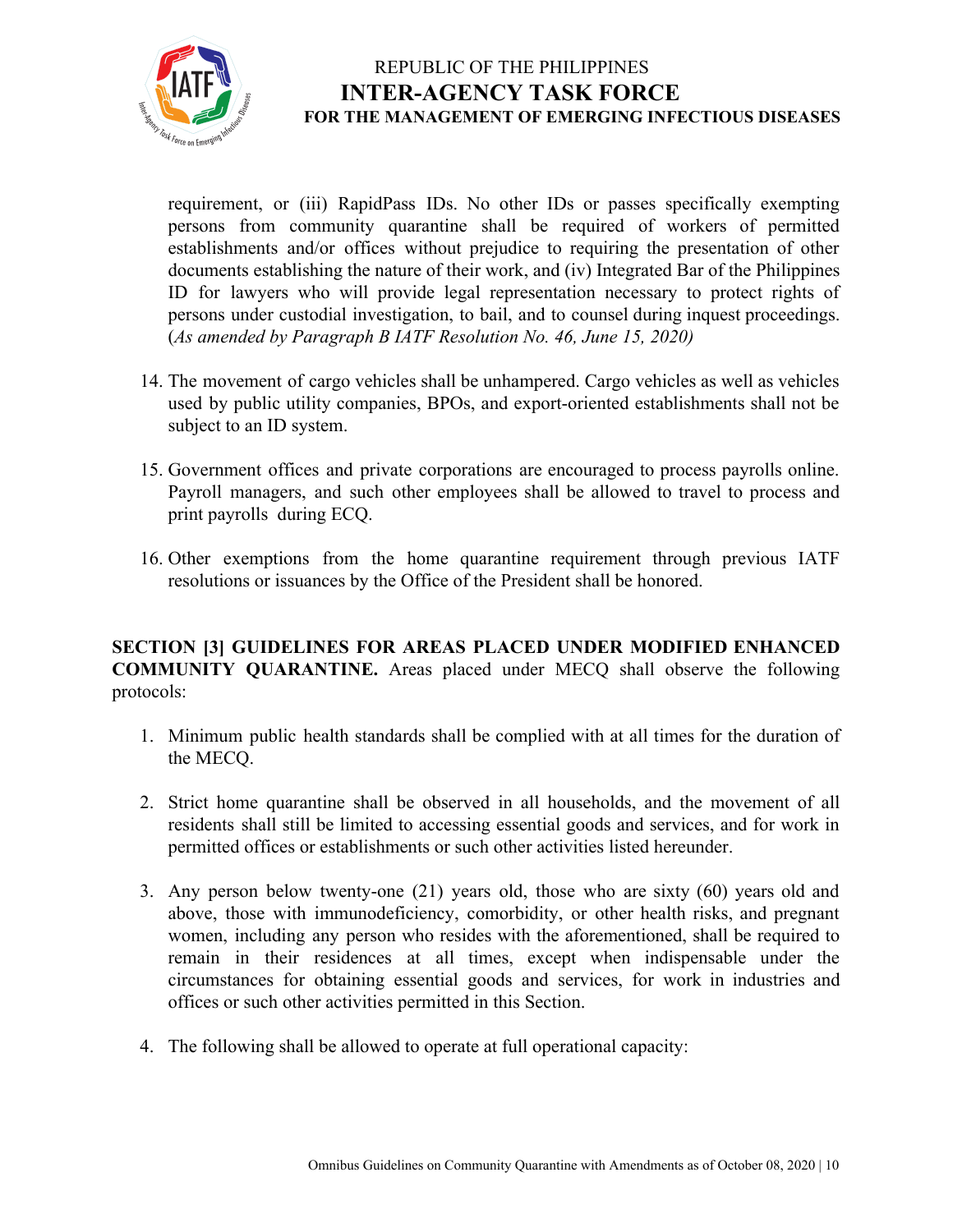requirement, or (iii) RapidPass IDs. No other IDs or passes specifically exempting persons from community quarantine shall be required of workers of permitted establishments and/or offices without prejudice to requiring the presentation of other documents establishing the nature of their work, and (iv) Integrated Bar of the Philippines ID for lawyers who will provide legal representation necessary to protect rights of persons under custodial investigation, to bail, and to counsel during inquest proceedings. (*As amended by Paragraph B IATF Resolution No. 46, June 15, 2020)*

14. The movement of cargo vehicles shall be unhampered. Cargo vehicles as well as vehicles used by public utility companies, BPOs, and export-oriented establishments shall not be subject to an ID system.

15. Government offices and private corporations are encouraged to process payrolls online. Payroll managers, and such other employees shall be allowed to travel to process and print payrolls during ECQ.

16. Other exemptions from the home quarantine requirement through previous IATF resolutions or issuances by the Office of the President shall be honored.

**SECTION [3] GUIDELINES FOR AREAS PLACED UNDER MODIFIED ENHANCED COMMUNITY QUARANTINE.** Areas placed under MECQ shall observe the following protocols:

1. Minimum public health standards shall be complied with at all times for the duration of the MECQ.

2. Strict home quarantine shall be observed in all households, and the movement of all residents shall still be limited to accessing essential goods and services, and for work in permitted offices or establishments or such other activities listed hereunder.

3. Any person below twenty-one (21) years old, those who are sixty (60) years old and above, those with immunodeficiency, comorbidity, or other health risks, and pregnant women, including any person who resides with the aforementioned, shall be required to remain in their residences at all times, except when indispensable under the circumstances for obtaining essential goods and services, for work in industries and offices or such other activities permitted in this Section.

4. The following shall be allowed to operate at full operational capacity: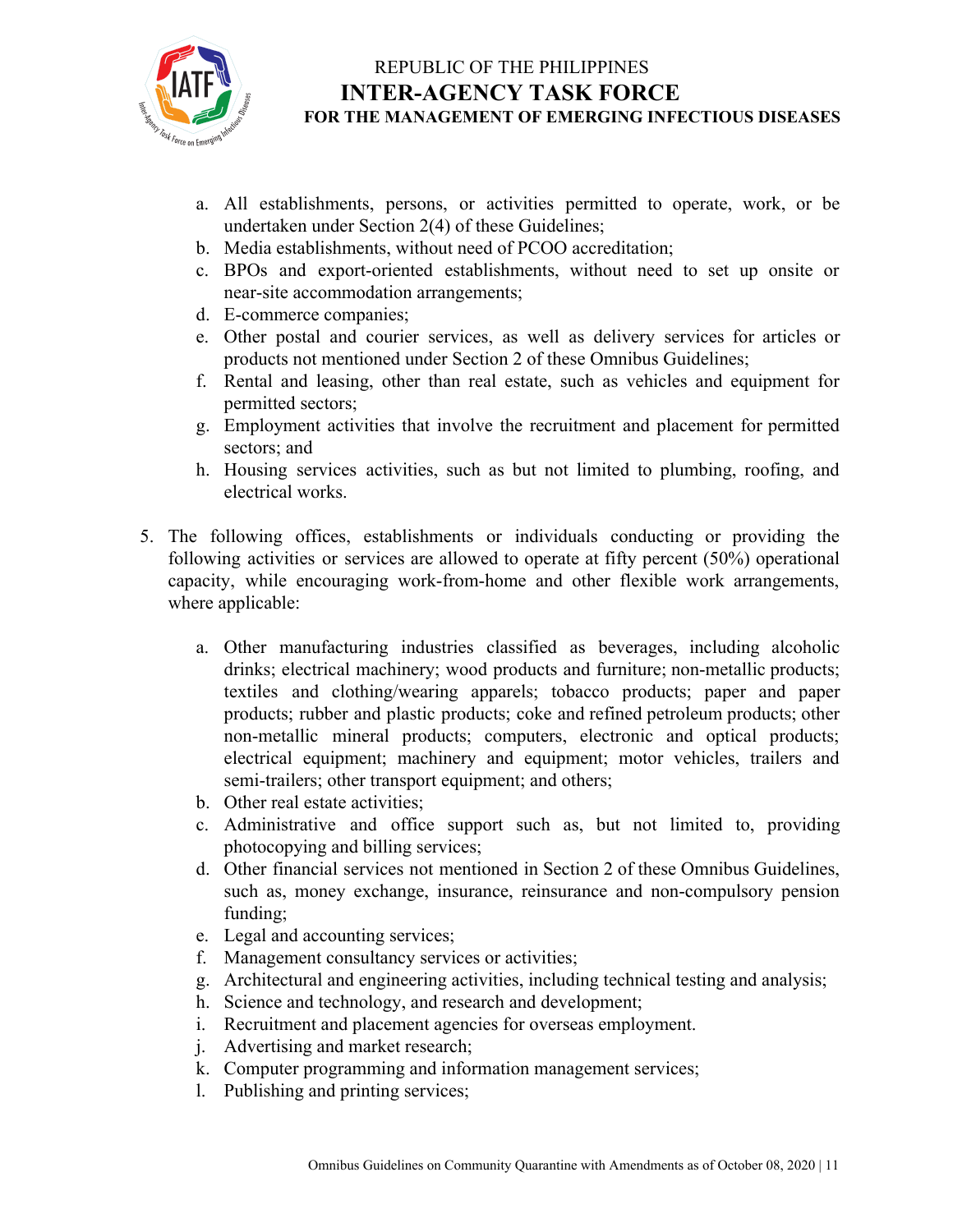a. All establishments, persons, or activities permitted to operate, work, or be undertaken under Section 2(4) of these Guidelines;
b. Media establishments, without need of PCOO accreditation;
c. BPOs and export-oriented establishments, without need to set up onsite or near-site accommodation arrangements;
d. E-commerce companies;
e. Other postal and courier services, as well as delivery services for articles or products not mentioned under Section 2 of these Omnibus Guidelines;
f. Rental and leasing, other than real estate, such as vehicles and equipment for permitted sectors;
g. Employment activities that involve the recruitment and placement for permitted sectors; and
h. Housing services activities, such as but not limited to plumbing, roofing, and electrical works.

5. The following offices, establishments or individuals conducting or providing the following activities or services are allowed to operate at fifty percent (50%) operational capacity, while encouraging work-from-home and other flexible work arrangements, where applicable:

   a. Other manufacturing industries classified as beverages, including alcoholic drinks; electrical machinery; wood products and furniture; non-metallic products; textiles and clothing/wearing apparels; tobacco products; paper and paper products; rubber and plastic products; coke and refined petroleum products; other non-metallic mineral products; computers, electronic and optical products; electrical equipment; machinery and equipment; motor vehicles, trailers and semi-trailers; other transport equipment; and others;
   b. Other real estate activities;
   c. Administrative and office support such as, but not limited to, providing photocopying and billing services;
   d. Other financial services not mentioned in Section 2 of these Omnibus Guidelines, such as, money exchange, insurance, reinsurance and non-compulsory pension funding;
   e. Legal and accounting services;
   f. Management consultancy services or activities;
   g. Architectural and engineering activities, including technical testing and analysis;
   h. Science and technology, and research and development;
   i. Recruitment and placement agencies for overseas employment.
   j. Advertising and market research;
   k. Computer programming and information management services;
   l. Publishing and printing services;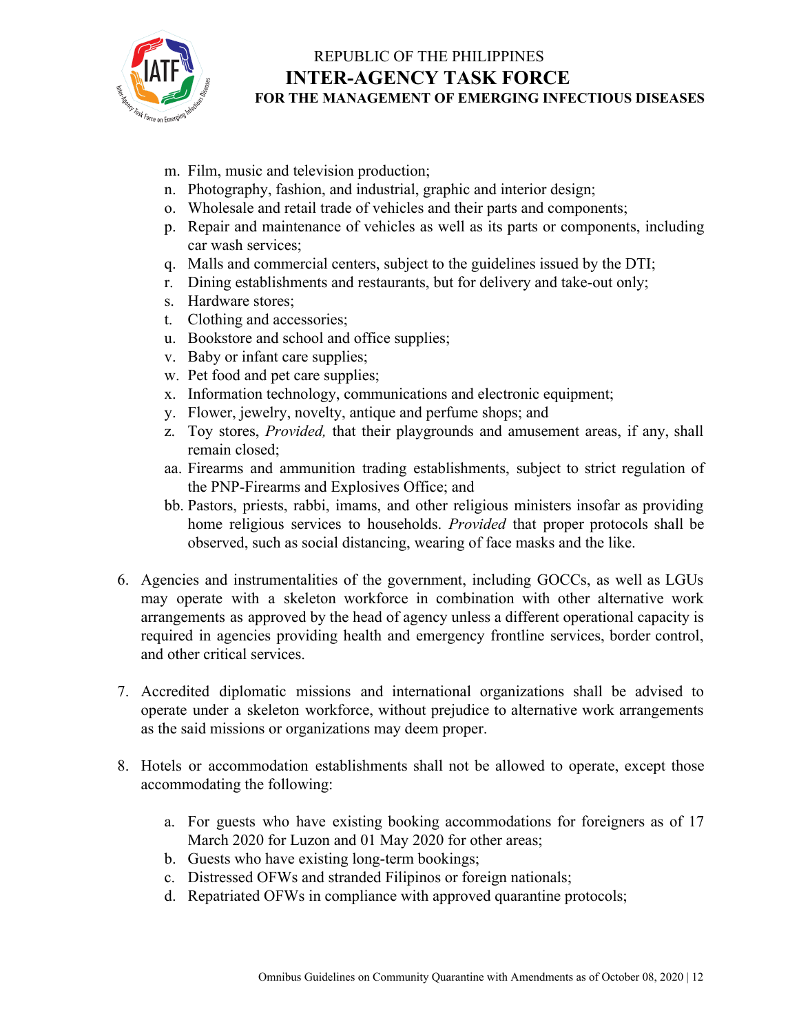m. Film, music and television production;
n. Photography, fashion, and industrial, graphic and interior design;
o. Wholesale and retail trade of vehicles and their parts and components;
p. Repair and maintenance of vehicles as well as its parts or components, including car wash services;
q. Malls and commercial centers, subject to the guidelines issued by the DTI;
r. Dining establishments and restaurants, but for delivery and take-out only;
s. Hardware stores;
t. Clothing and accessories;
u. Bookstore and school and office supplies;
v. Baby or infant care supplies;
w. Pet food and pet care supplies;
x. Information technology, communications and electronic equipment;
y. Flower, jewelry, novelty, antique and perfume shops; and
z. Toy stores, *Provided,* that their playgrounds and amusement areas, if any, shall remain closed;
aa. Firearms and ammunition trading establishments, subject to strict regulation of the PNP-Firearms and Explosives Office; and
bb. Pastors, priests, rabbi, imams, and other religious ministers insofar as providing home religious services to households. *Provided* that proper protocols shall be observed, such as social distancing, wearing of face masks and the like.

6. Agencies and instrumentalities of the government, including GOCCs, as well as LGUs may operate with a skeleton workforce in combination with other alternative work arrangements as approved by the head of agency unless a different operational capacity is required in agencies providing health and emergency frontline services, border control, and other critical services.

7. Accredited diplomatic missions and international organizations shall be advised to operate under a skeleton workforce, without prejudice to alternative work arrangements as the said missions or organizations may deem proper.

8. Hotels or accommodation establishments shall not be allowed to operate, except those accommodating the following:

   a. For guests who have existing booking accommodations for foreigners as of 17 March 2020 for Luzon and 01 May 2020 for other areas;
   b. Guests who have existing long-term bookings;
   c. Distressed OFWs and stranded Filipinos or foreign nationals;
   d. Repatriated OFWs in compliance with approved quarantine protocols;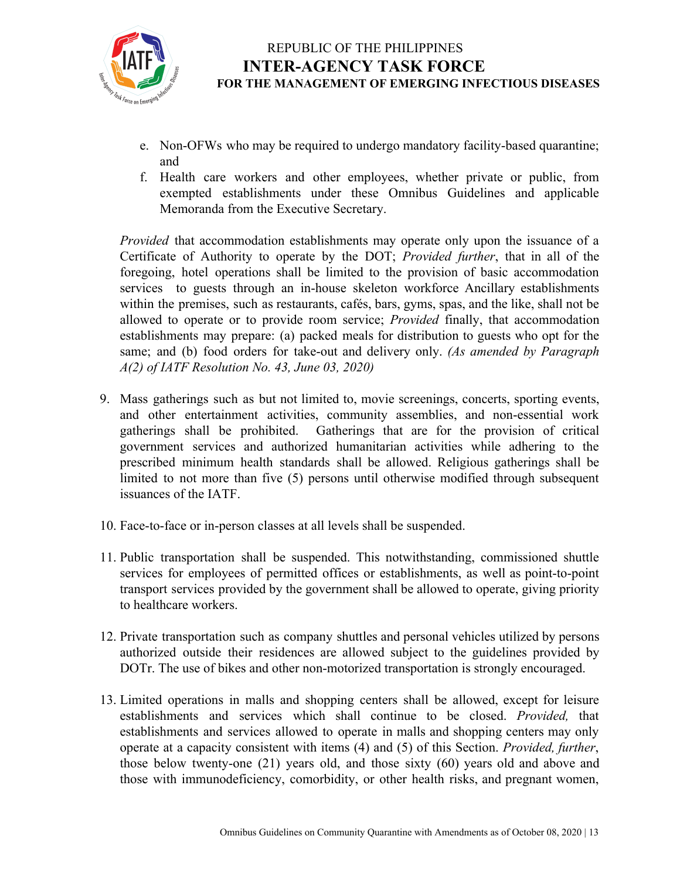e. Non-OFWs who may be required to undergo mandatory facility-based quarantine; and
f. Health care workers and other employees, whether private or public, from exempted establishments under these Omnibus Guidelines and applicable Memoranda from the Executive Secretary.

*Provided* that accommodation establishments may operate only upon the issuance of a Certificate of Authority to operate by the DOT; *Provided further*, that in all of the foregoing, hotel operations shall be limited to the provision of basic accommodation services to guests through an in-house skeleton workforce Ancillary establishments within the premises, such as restaurants, cafés, bars, gyms, spas, and the like, shall not be allowed to operate or to provide room service; *Provided* finally, that accommodation establishments may prepare: (a) packed meals for distribution to guests who opt for the same; and (b) food orders for take-out and delivery only. *(As amended by Paragraph A(2) of IATF Resolution No. 43, June 03, 2020)*

9. Mass gatherings such as but not limited to, movie screenings, concerts, sporting events, and other entertainment activities, community assemblies, and non-essential work gatherings shall be prohibited. Gatherings that are for the provision of critical government services and authorized humanitarian activities while adhering to the prescribed minimum health standards shall be allowed. Religious gatherings shall be limited to not more than five (5) persons until otherwise modified through subsequent issuances of the IATF.

10. Face-to-face or in-person classes at all levels shall be suspended.

11. Public transportation shall be suspended. This notwithstanding, commissioned shuttle services for employees of permitted offices or establishments, as well as point-to-point transport services provided by the government shall be allowed to operate, giving priority to healthcare workers.

12. Private transportation such as company shuttles and personal vehicles utilized by persons authorized outside their residences are allowed subject to the guidelines provided by DOTr. The use of bikes and other non-motorized transportation is strongly encouraged.

13. Limited operations in malls and shopping centers shall be allowed, except for leisure establishments and services which shall continue to be closed. *Provided,* that establishments and services allowed to operate in malls and shopping centers may only operate at a capacity consistent with items (4) and (5) of this Section. *Provided, further*, those below twenty-one (21) years old, and those sixty (60) years old and above and those with immunodeficiency, comorbidity, or other health risks, and pregnant women,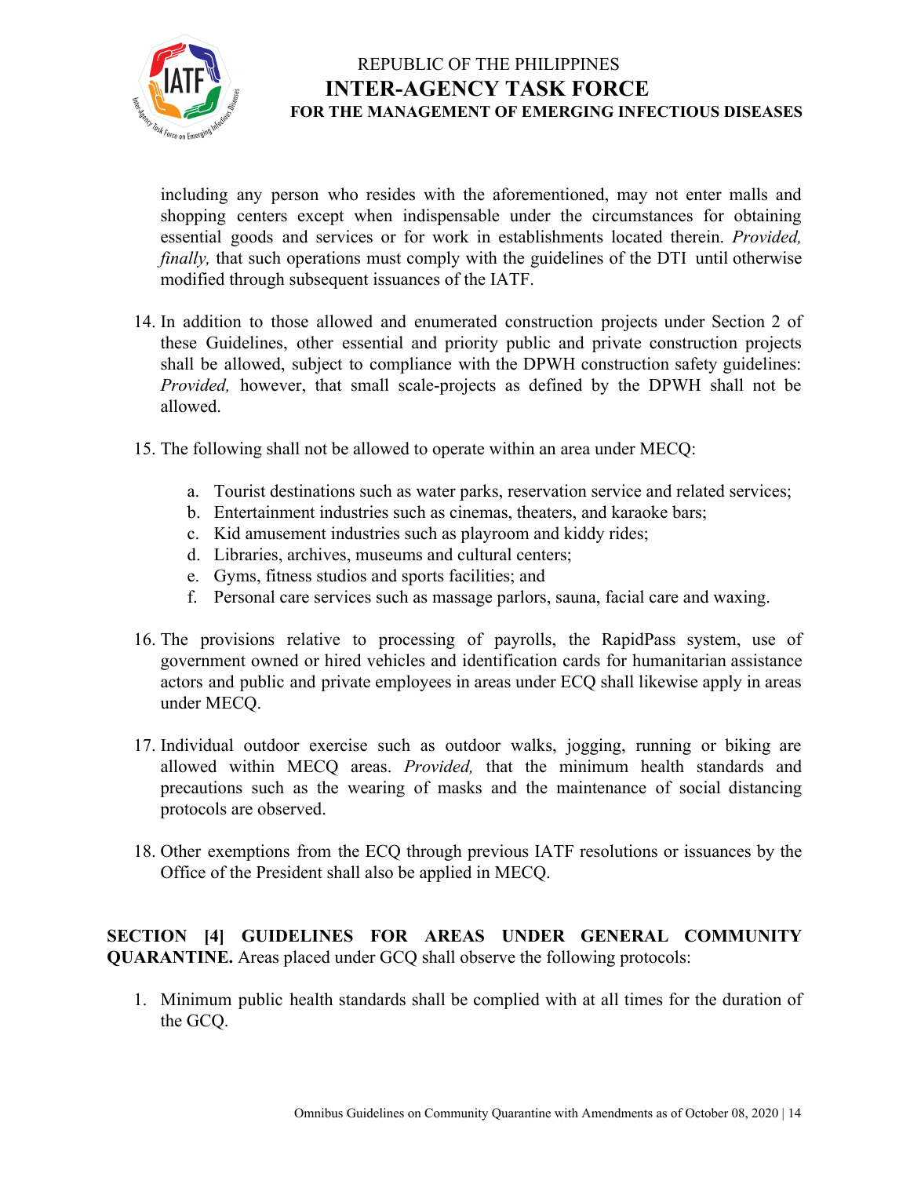including any person who resides with the aforementioned, may not enter malls and shopping centers except when indispensable under the circumstances for obtaining essential goods and services or for work in establishments located therein. *Provided, finally,* that such operations must comply with the guidelines of the DTI until otherwise modified through subsequent issuances of the IATF.

14. In addition to those allowed and enumerated construction projects under Section 2 of these Guidelines, other essential and priority public and private construction projects shall be allowed, subject to compliance with the DPWH construction safety guidelines: *Provided,* however, that small scale-projects as defined by the DPWH shall not be allowed.

15. The following shall not be allowed to operate within an area under MECQ:

    a. Tourist destinations such as water parks, reservation service and related services;
    b. Entertainment industries such as cinemas, theaters, and karaoke bars;
    c. Kid amusement industries such as playroom and kiddy rides;
    d. Libraries, archives, museums and cultural centers;
    e. Gyms, fitness studios and sports facilities; and
    f. Personal care services such as massage parlors, sauna, facial care and waxing.

16. The provisions relative to processing of payrolls, the RapidPass system, use of government owned or hired vehicles and identification cards for humanitarian assistance actors and public and private employees in areas under ECQ shall likewise apply in areas under MECQ.

17. Individual outdoor exercise such as outdoor walks, jogging, running or biking are allowed within MECQ areas. *Provided,* that the minimum health standards and precautions such as the wearing of masks and the maintenance of social distancing protocols are observed.

18. Other exemptions from the ECQ through previous IATF resolutions or issuances by the Office of the President shall also be applied in MECQ.

**SECTION [4] GUIDELINES FOR AREAS UNDER GENERAL COMMUNITY QUARANTINE.** Areas placed under GCQ shall observe the following protocols:

1. Minimum public health standards shall be complied with at all times for the duration of the GCQ.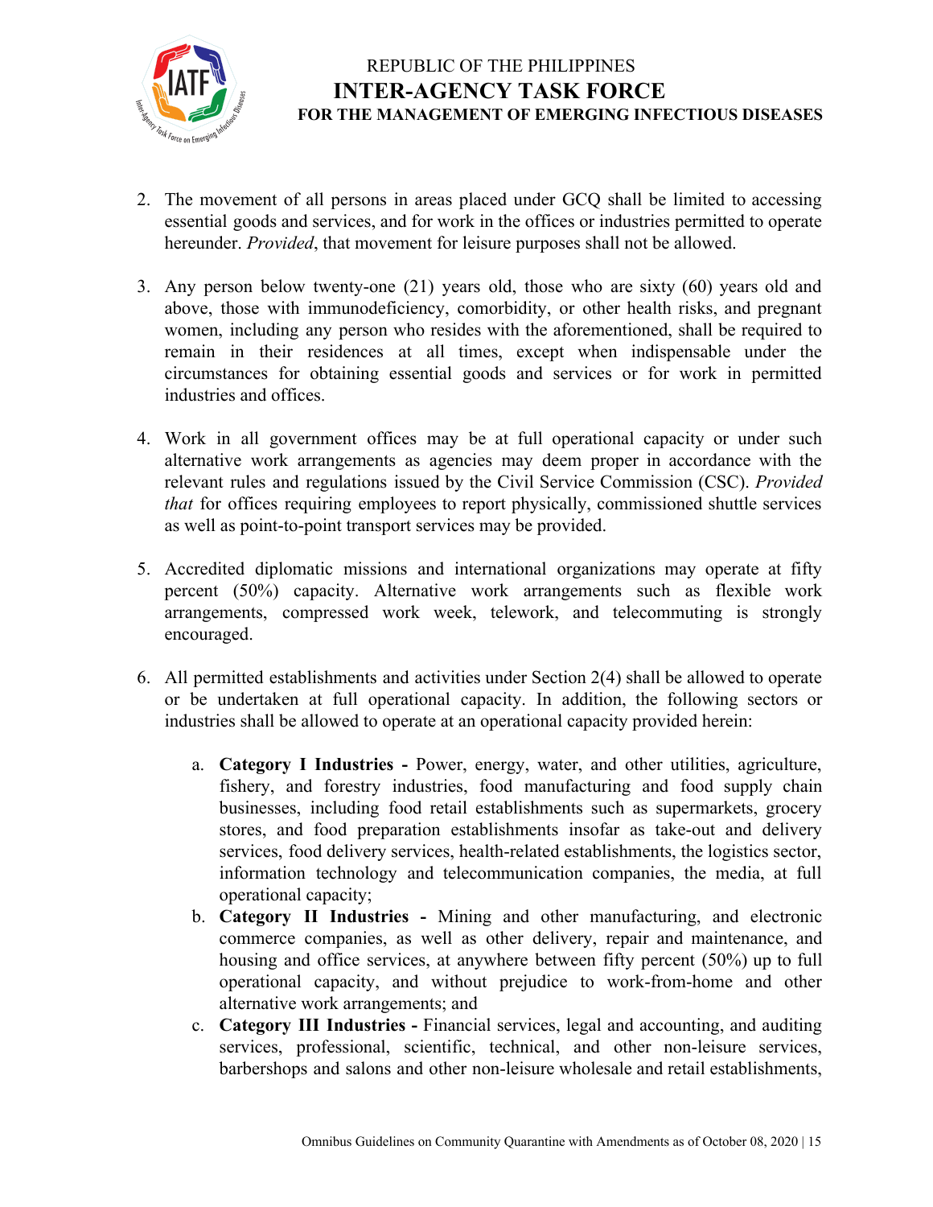2. The movement of all persons in areas placed under GCQ shall be limited to accessing essential goods and services, and for work in the offices or industries permitted to operate hereunder. *Provided*, that movement for leisure purposes shall not be allowed.

3. Any person below twenty-one (21) years old, those who are sixty (60) years old and above, those with immunodeficiency, comorbidity, or other health risks, and pregnant women, including any person who resides with the aforementioned, shall be required to remain in their residences at all times, except when indispensable under the circumstances for obtaining essential goods and services or for work in permitted industries and offices.

4. Work in all government offices may be at full operational capacity or under such alternative work arrangements as agencies may deem proper in accordance with the relevant rules and regulations issued by the Civil Service Commission (CSC). *Provided that* for offices requiring employees to report physically, commissioned shuttle services as well as point-to-point transport services may be provided.

5. Accredited diplomatic missions and international organizations may operate at fifty percent (50%) capacity. Alternative work arrangements such as flexible work arrangements, compressed work week, telework, and telecommuting is strongly encouraged.

6. All permitted establishments and activities under Section 2(4) shall be allowed to operate or be undertaken at full operational capacity. In addition, the following sectors or industries shall be allowed to operate at an operational capacity provided herein:

    a. **Category I Industries -** Power, energy, water, and other utilities, agriculture, fishery, and forestry industries, food manufacturing and food supply chain businesses, including food retail establishments such as supermarkets, grocery stores, and food preparation establishments insofar as take-out and delivery services, food delivery services, health-related establishments, the logistics sector, information technology and telecommunication companies, the media, at full operational capacity;

    b. **Category II Industries -** Mining and other manufacturing, and electronic commerce companies, as well as other delivery, repair and maintenance, and housing and office services, at anywhere between fifty percent (50%) up to full operational capacity, and without prejudice to work-from-home and other alternative work arrangements; and

    c. **Category III Industries -** Financial services, legal and accounting, and auditing services, professional, scientific, technical, and other non-leisure services, barbershops and salons and other non-leisure wholesale and retail establishments,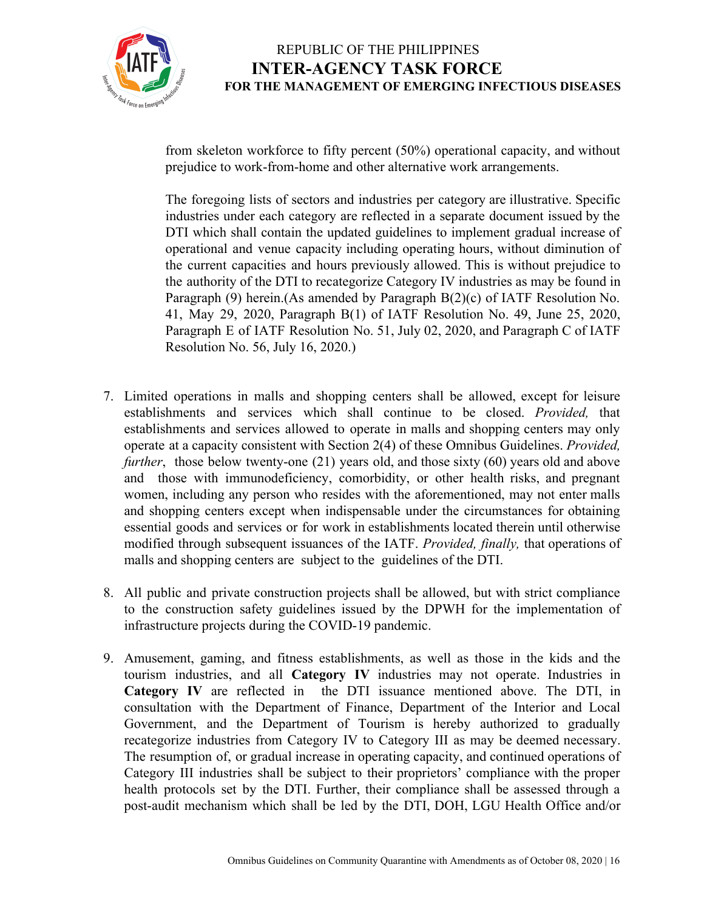from skeleton workforce to fifty percent (50%) operational capacity, and without prejudice to work-from-home and other alternative work arrangements.

The foregoing lists of sectors and industries per category are illustrative. Specific industries under each category are reflected in a separate document issued by the DTI which shall contain the updated guidelines to implement gradual increase of operational and venue capacity including operating hours, without diminution of the current capacities and hours previously allowed. This is without prejudice to the authority of the DTI to recategorize Category IV industries as may be found in Paragraph (9) herein.(As amended by Paragraph B(2)(c) of IATF Resolution No. 41, May 29, 2020, Paragraph B(1) of IATF Resolution No. 49, June 25, 2020, Paragraph E of IATF Resolution No. 51, July 02, 2020, and Paragraph C of IATF Resolution No. 56, July 16, 2020.)

7. Limited operations in malls and shopping centers shall be allowed, except for leisure establishments and services which shall continue to be closed. *Provided,* that establishments and services allowed to operate in malls and shopping centers may only operate at a capacity consistent with Section 2(4) of these Omnibus Guidelines. *Provided, further*, those below twenty-one (21) years old, and those sixty (60) years old and above and those with immunodeficiency, comorbidity, or other health risks, and pregnant women, including any person who resides with the aforementioned, may not enter malls and shopping centers except when indispensable under the circumstances for obtaining essential goods and services or for work in establishments located therein until otherwise modified through subsequent issuances of the IATF. *Provided, finally,* that operations of malls and shopping centers are subject to the guidelines of the DTI.

8. All public and private construction projects shall be allowed, but with strict compliance to the construction safety guidelines issued by the DPWH for the implementation of infrastructure projects during the COVID-19 pandemic.

9. Amusement, gaming, and fitness establishments, as well as those in the kids and the tourism industries, and all **Category IV** industries may not operate. Industries in **Category IV** are reflected in the DTI issuance mentioned above. The DTI, in consultation with the Department of Finance, Department of the Interior and Local Government, and the Department of Tourism is hereby authorized to gradually recategorize industries from Category IV to Category III as may be deemed necessary. The resumption of, or gradual increase in operating capacity, and continued operations of Category III industries shall be subject to their proprietors' compliance with the proper health protocols set by the DTI. Further, their compliance shall be assessed through a post-audit mechanism which shall be led by the DTI, DOH, LGU Health Office and/or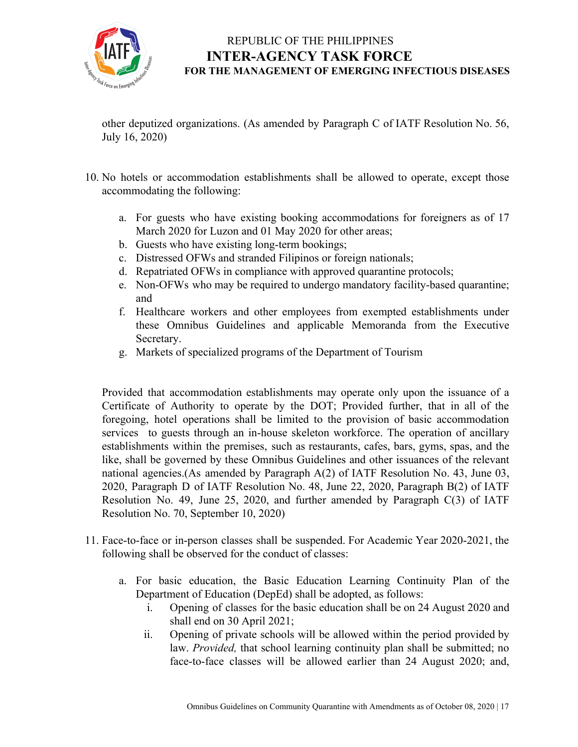other deputized organizations. (As amended by Paragraph C of IATF Resolution No. 56, July 16, 2020)

10. No hotels or accommodation establishments shall be allowed to operate, except those accommodating the following:

    a. For guests who have existing booking accommodations for foreigners as of 17 March 2020 for Luzon and 01 May 2020 for other areas;
    b. Guests who have existing long-term bookings;
    c. Distressed OFWs and stranded Filipinos or foreign nationals;
    d. Repatriated OFWs in compliance with approved quarantine protocols;
    e. Non-OFWs who may be required to undergo mandatory facility-based quarantine; and
    f. Healthcare workers and other employees from exempted establishments under these Omnibus Guidelines and applicable Memoranda from the Executive Secretary.
    g. Markets of specialized programs of the Department of Tourism

    Provided that accommodation establishments may operate only upon the issuance of a Certificate of Authority to operate by the DOT; Provided further, that in all of the foregoing, hotel operations shall be limited to the provision of basic accommodation services to guests through an in-house skeleton workforce. The operation of ancillary establishments within the premises, such as restaurants, cafes, bars, gyms, spas, and the like, shall be governed by these Omnibus Guidelines and other issuances of the relevant national agencies.(As amended by Paragraph A(2) of IATF Resolution No. 43, June 03, 2020, Paragraph D of IATF Resolution No. 48, June 22, 2020, Paragraph B(2) of IATF Resolution No. 49, June 25, 2020, and further amended by Paragraph C(3) of IATF Resolution No. 70, September 10, 2020)

11. Face-to-face or in-person classes shall be suspended. For Academic Year 2020-2021, the following shall be observed for the conduct of classes:

    a. For basic education, the Basic Education Learning Continuity Plan of the Department of Education (DepEd) shall be adopted, as follows:
        i. Opening of classes for the basic education shall be on 24 August 2020 and shall end on 30 April 2021;
        ii. Opening of private schools will be allowed within the period provided by law. *Provided,* that school learning continuity plan shall be submitted; no face-to-face classes will be allowed earlier than 24 August 2020; and,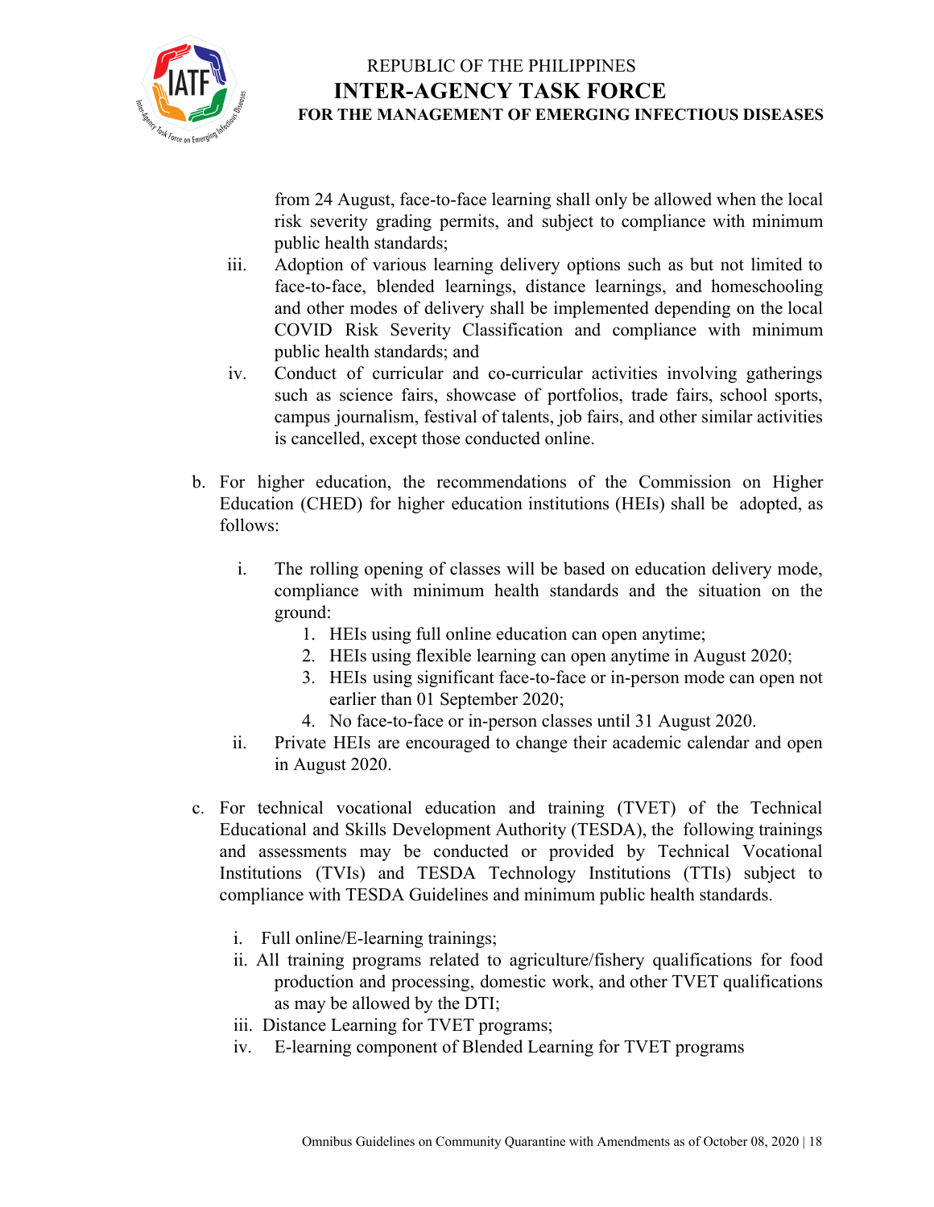from 24 August, face-to-face learning shall only be allowed when the local risk severity grading permits, and subject to compliance with minimum public health standards;

iii. Adoption of various learning delivery options such as but not limited to face-to-face, blended learnings, distance learnings, and homeschooling and other modes of delivery shall be implemented depending on the local COVID Risk Severity Classification and compliance with minimum public health standards; and

iv. Conduct of curricular and co-curricular activities involving gatherings such as science fairs, showcase of portfolios, trade fairs, school sports, campus journalism, festival of talents, job fairs, and other similar activities is cancelled, except those conducted online.

b. For higher education, the recommendations of the Commission on Higher Education (CHED) for higher education institutions (HEIs) shall be adopted, as follows:

   i. The rolling opening of classes will be based on education delivery mode, compliance with minimum health standards and the situation on the ground:
      1. HEIs using full online education can open anytime;
      2. HEIs using flexible learning can open anytime in August 2020;
      3. HEIs using significant face-to-face or in-person mode can open not earlier than 01 September 2020;
      4. No face-to-face or in-person classes until 31 August 2020.

   ii. Private HEIs are encouraged to change their academic calendar and open in August 2020.

c. For technical vocational education and training (TVET) of the Technical Educational and Skills Development Authority (TESDA), the following trainings and assessments may be conducted or provided by Technical Vocational Institutions (TVIs) and TESDA Technology Institutions (TTIs) subject to compliance with TESDA Guidelines and minimum public health standards.

   i. Full online/E-learning trainings;
   ii. All training programs related to agriculture/fishery qualifications for food production and processing, domestic work, and other TVET qualifications as may be allowed by the DTI;
   iii. Distance Learning for TVET programs;
   iv. E-learning component of Blended Learning for TVET programs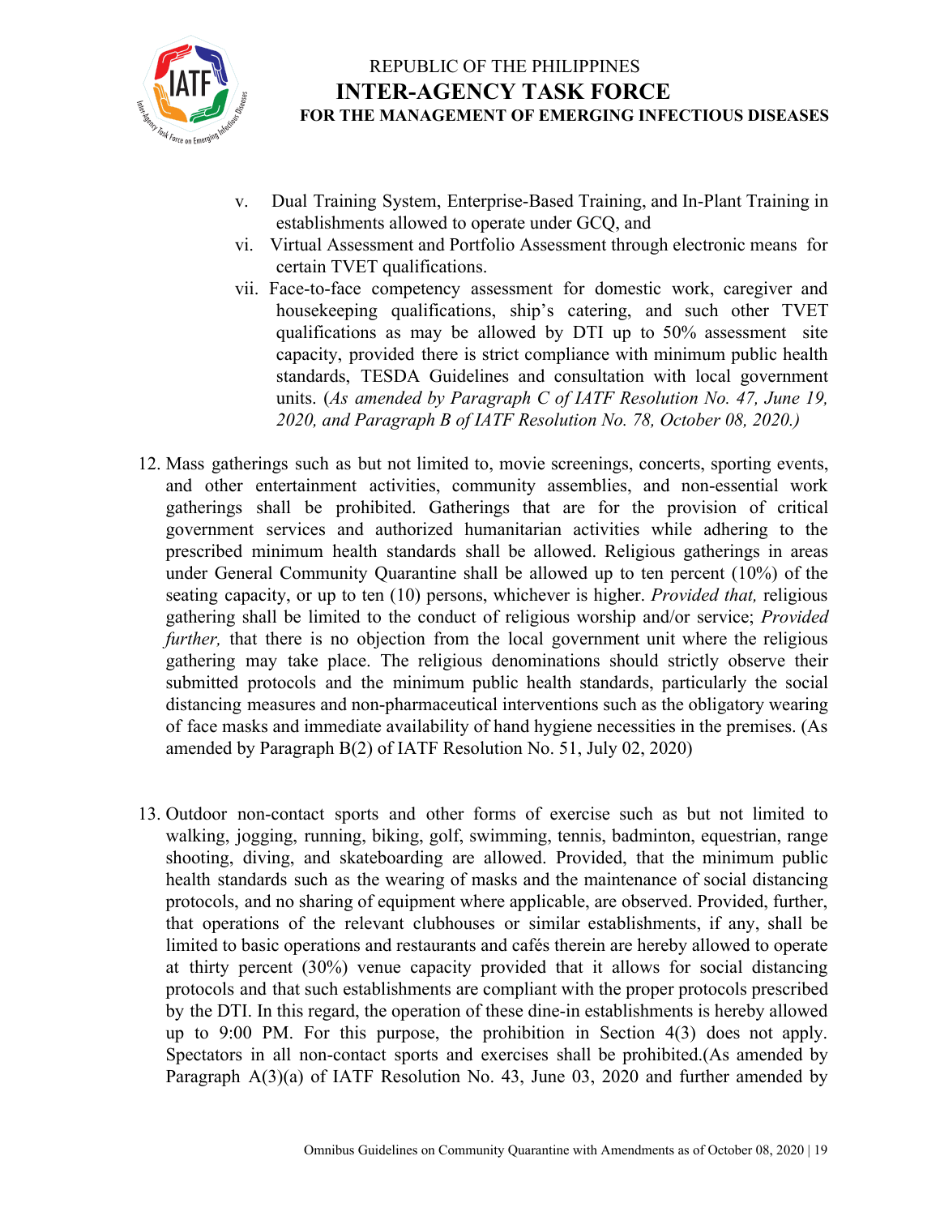v. Dual Training System, Enterprise-Based Training, and In-Plant Training in establishments allowed to operate under GCQ, and

vi. Virtual Assessment and Portfolio Assessment through electronic means for certain TVET qualifications.

vii. Face-to-face competency assessment for domestic work, caregiver and housekeeping qualifications, ship's catering, and such other TVET qualifications as may be allowed by DTI up to 50% assessment site capacity, provided there is strict compliance with minimum public health standards, TESDA Guidelines and consultation with local government units. (*As amended by Paragraph C of IATF Resolution No. 47, June 19, 2020, and Paragraph B of IATF Resolution No. 78, October 08, 2020.)*

12. Mass gatherings such as but not limited to, movie screenings, concerts, sporting events, and other entertainment activities, community assemblies, and non-essential work gatherings shall be prohibited. Gatherings that are for the provision of critical government services and authorized humanitarian activities while adhering to the prescribed minimum health standards shall be allowed. Religious gatherings in areas under General Community Quarantine shall be allowed up to ten percent (10%) of the seating capacity, or up to ten (10) persons, whichever is higher. *Provided that,* religious gathering shall be limited to the conduct of religious worship and/or service; *Provided further,* that there is no objection from the local government unit where the religious gathering may take place. The religious denominations should strictly observe their submitted protocols and the minimum public health standards, particularly the social distancing measures and non-pharmaceutical interventions such as the obligatory wearing of face masks and immediate availability of hand hygiene necessities in the premises. (As amended by Paragraph B(2) of IATF Resolution No. 51, July 02, 2020)

13. Outdoor non-contact sports and other forms of exercise such as but not limited to walking, jogging, running, biking, golf, swimming, tennis, badminton, equestrian, range shooting, diving, and skateboarding are allowed. Provided, that the minimum public health standards such as the wearing of masks and the maintenance of social distancing protocols, and no sharing of equipment where applicable, are observed. Provided, further, that operations of the relevant clubhouses or similar establishments, if any, shall be limited to basic operations and restaurants and cafés therein are hereby allowed to operate at thirty percent (30%) venue capacity provided that it allows for social distancing protocols and that such establishments are compliant with the proper protocols prescribed by the DTI. In this regard, the operation of these dine-in establishments is hereby allowed up to 9:00 PM. For this purpose, the prohibition in Section 4(3) does not apply. Spectators in all non-contact sports and exercises shall be prohibited.(As amended by Paragraph A(3)(a) of IATF Resolution No. 43, June 03, 2020 and further amended by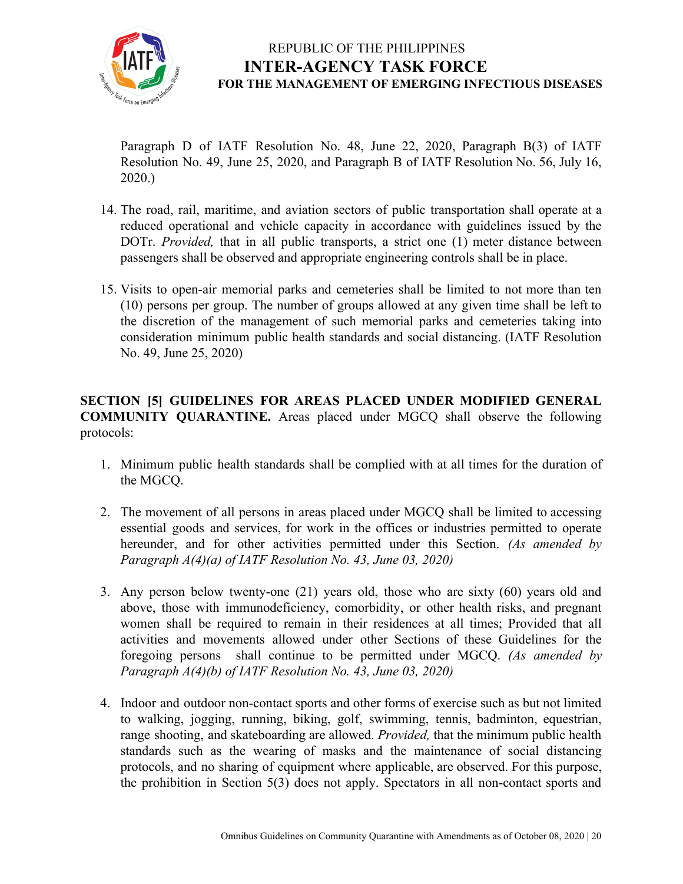Paragraph D of IATF Resolution No. 48, June 22, 2020, Paragraph B(3) of IATF Resolution No. 49, June 25, 2020, and Paragraph B of IATF Resolution No. 56, July 16, 2020.)

14. The road, rail, maritime, and aviation sectors of public transportation shall operate at a reduced operational and vehicle capacity in accordance with guidelines issued by the DOTr. *Provided,* that in all public transports, a strict one (1) meter distance between passengers shall be observed and appropriate engineering controls shall be in place.

15. Visits to open-air memorial parks and cemeteries shall be limited to not more than ten (10) persons per group. The number of groups allowed at any given time shall be left to the discretion of the management of such memorial parks and cemeteries taking into consideration minimum public health standards and social distancing. (IATF Resolution No. 49, June 25, 2020)

**SECTION [5] GUIDELINES FOR AREAS PLACED UNDER MODIFIED GENERAL COMMUNITY QUARANTINE.** Areas placed under MGCQ shall observe the following protocols:

1. Minimum public health standards shall be complied with at all times for the duration of the MGCQ.

2. The movement of all persons in areas placed under MGCQ shall be limited to accessing essential goods and services, for work in the offices or industries permitted to operate hereunder, and for other activities permitted under this Section. *(As amended by Paragraph A(4)(a) of IATF Resolution No. 43, June 03, 2020)*

3. Any person below twenty-one (21) years old, those who are sixty (60) years old and above, those with immunodeficiency, comorbidity, or other health risks, and pregnant women shall be required to remain in their residences at all times; Provided that all activities and movements allowed under other Sections of these Guidelines for the foregoing persons shall continue to be permitted under MGCQ. *(As amended by Paragraph A(4)(b) of IATF Resolution No. 43, June 03, 2020)*

4. Indoor and outdoor non-contact sports and other forms of exercise such as but not limited to walking, jogging, running, biking, golf, swimming, tennis, badminton, equestrian, range shooting, and skateboarding are allowed. *Provided,* that the minimum public health standards such as the wearing of masks and the maintenance of social distancing protocols, and no sharing of equipment where applicable, are observed. For this purpose, the prohibition in Section 5(3) does not apply. Spectators in all non-contact sports and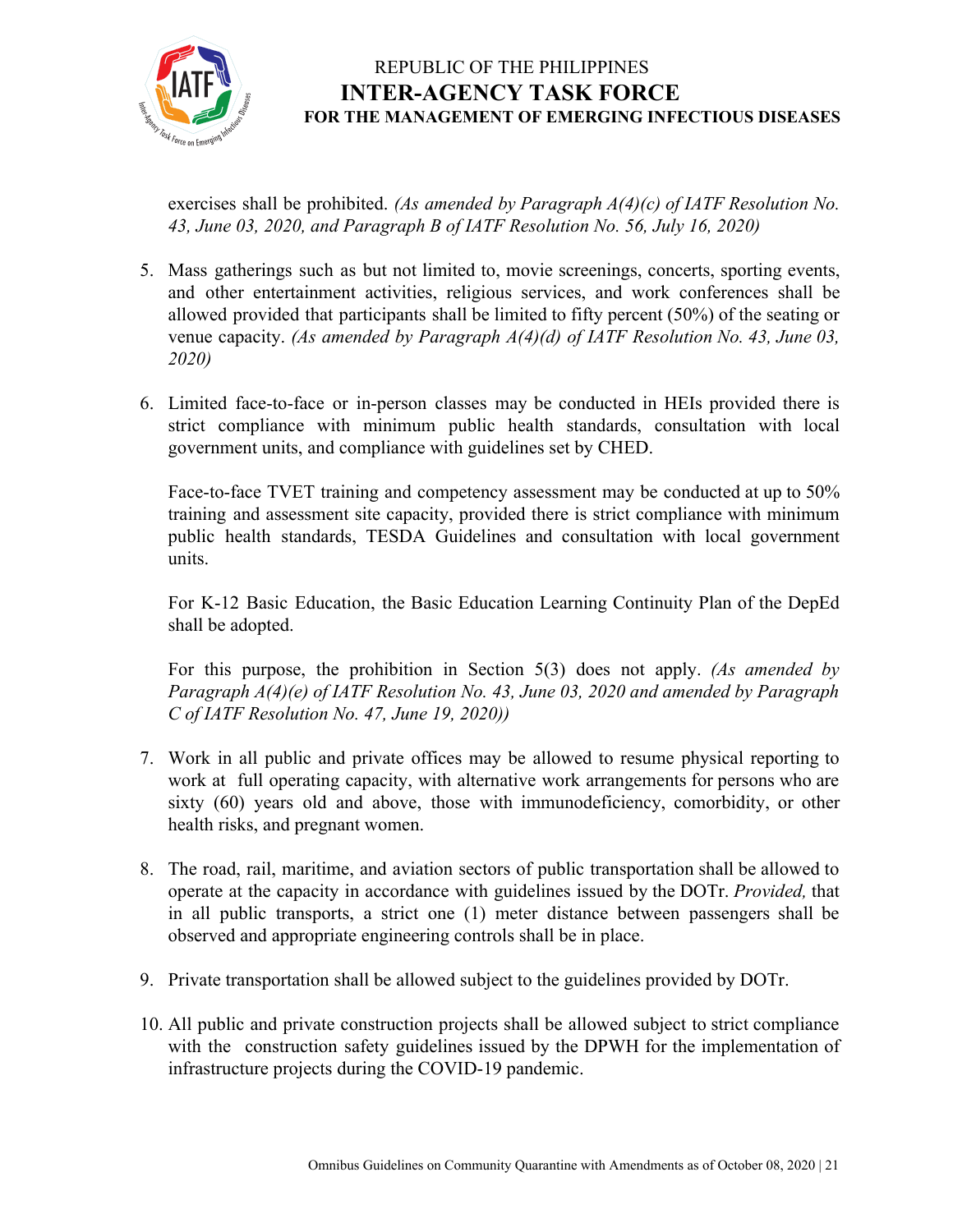exercises shall be prohibited. *(As amended by Paragraph A(4)(c) of IATF Resolution No. 43, June 03, 2020, and Paragraph B of IATF Resolution No. 56, July 16, 2020)*

5. Mass gatherings such as but not limited to, movie screenings, concerts, sporting events, and other entertainment activities, religious services, and work conferences shall be allowed provided that participants shall be limited to fifty percent (50%) of the seating or venue capacity. *(As amended by Paragraph A(4)(d) of IATF Resolution No. 43, June 03, 2020)*

6. Limited face-to-face or in-person classes may be conducted in HEIs provided there is strict compliance with minimum public health standards, consultation with local government units, and compliance with guidelines set by CHED.

   Face-to-face TVET training and competency assessment may be conducted at up to 50% training and assessment site capacity, provided there is strict compliance with minimum public health standards, TESDA Guidelines and consultation with local government units.

   For K-12 Basic Education, the Basic Education Learning Continuity Plan of the DepEd shall be adopted.

   For this purpose, the prohibition in Section 5(3) does not apply. *(As amended by Paragraph A(4)(e) of IATF Resolution No. 43, June 03, 2020 and amended by Paragraph C of IATF Resolution No. 47, June 19, 2020))*

7. Work in all public and private offices may be allowed to resume physical reporting to work at full operating capacity, with alternative work arrangements for persons who are sixty (60) years old and above, those with immunodeficiency, comorbidity, or other health risks, and pregnant women.

8. The road, rail, maritime, and aviation sectors of public transportation shall be allowed to operate at the capacity in accordance with guidelines issued by the DOTr. *Provided,* that in all public transports, a strict one (1) meter distance between passengers shall be observed and appropriate engineering controls shall be in place.

9. Private transportation shall be allowed subject to the guidelines provided by DOTr.

10. All public and private construction projects shall be allowed subject to strict compliance with the construction safety guidelines issued by the DPWH for the implementation of infrastructure projects during the COVID-19 pandemic.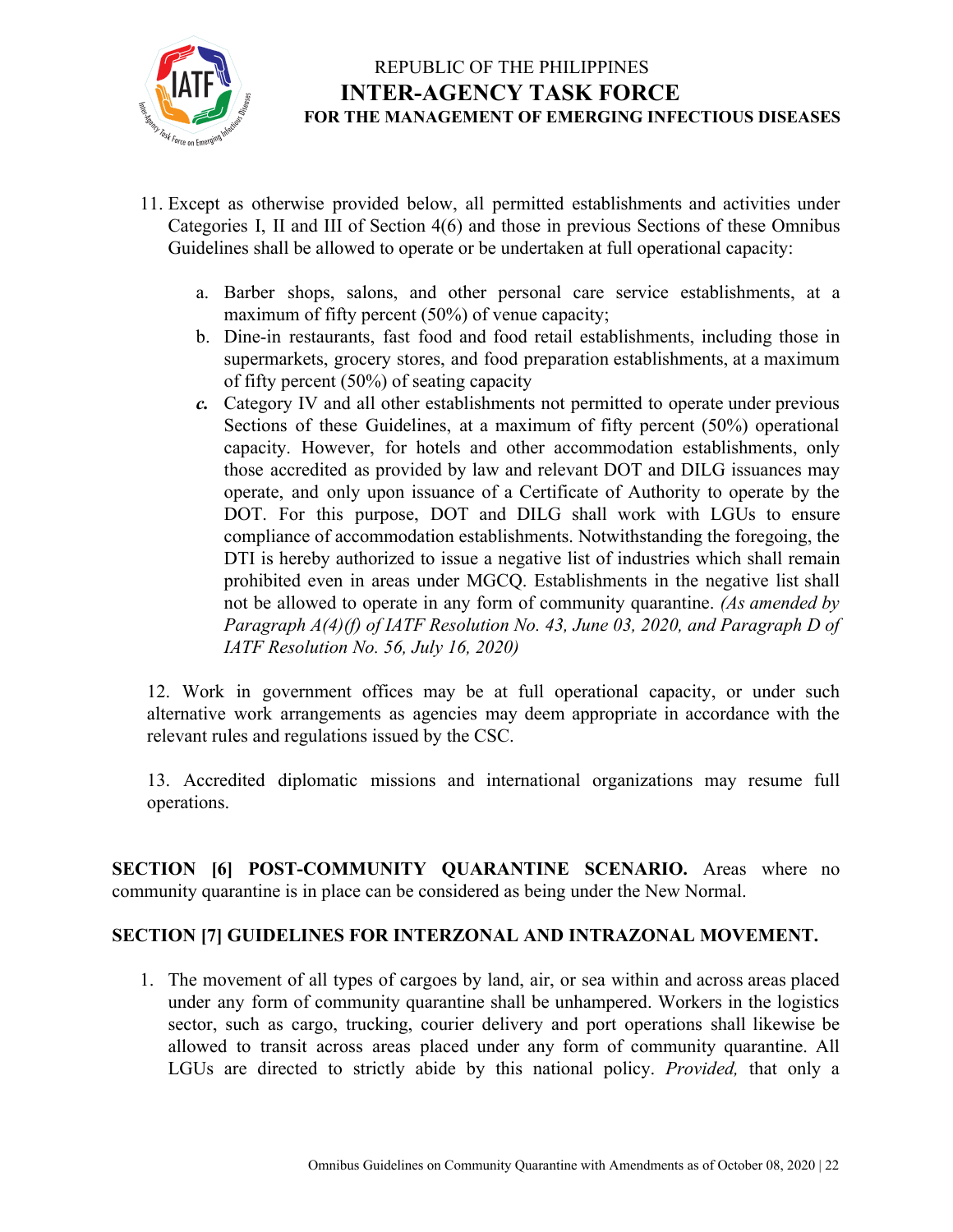11. Except as otherwise provided below, all permitted establishments and activities under Categories I, II and III of Section 4(6) and those in previous Sections of these Omnibus Guidelines shall be allowed to operate or be undertaken at full operational capacity:

    a. Barber shops, salons, and other personal care service establishments, at a maximum of fifty percent (50%) of venue capacity;
    b. Dine-in restaurants, fast food and food retail establishments, including those in supermarkets, grocery stores, and food preparation establishments, at a maximum of fifty percent (50%) of seating capacity
    ***c.*** Category IV and all other establishments not permitted to operate under previous Sections of these Guidelines, at a maximum of fifty percent (50%) operational capacity. However, for hotels and other accommodation establishments, only those accredited as provided by law and relevant DOT and DILG issuances may operate, and only upon issuance of a Certificate of Authority to operate by the DOT. For this purpose, DOT and DILG shall work with LGUs to ensure compliance of accommodation establishments. Notwithstanding the foregoing, the DTI is hereby authorized to issue a negative list of industries which shall remain prohibited even in areas under MGCQ. Establishments in the negative list shall not be allowed to operate in any form of community quarantine. *(As amended by Paragraph A(4)(f) of IATF Resolution No. 43, June 03, 2020, and Paragraph D of IATF Resolution No. 56, July 16, 2020)*

12. Work in government offices may be at full operational capacity, or under such alternative work arrangements as agencies may deem appropriate in accordance with the relevant rules and regulations issued by the CSC.

13. Accredited diplomatic missions and international organizations may resume full operations.

**SECTION [6] POST-COMMUNITY QUARANTINE SCENARIO.** Areas where no community quarantine is in place can be considered as being under the New Normal.

**SECTION [7] GUIDELINES FOR INTERZONAL AND INTRAZONAL MOVEMENT.**

1. The movement of all types of cargoes by land, air, or sea within and across areas placed under any form of community quarantine shall be unhampered. Workers in the logistics sector, such as cargo, trucking, courier delivery and port operations shall likewise be allowed to transit across areas placed under any form of community quarantine. All LGUs are directed to strictly abide by this national policy. *Provided,* that only a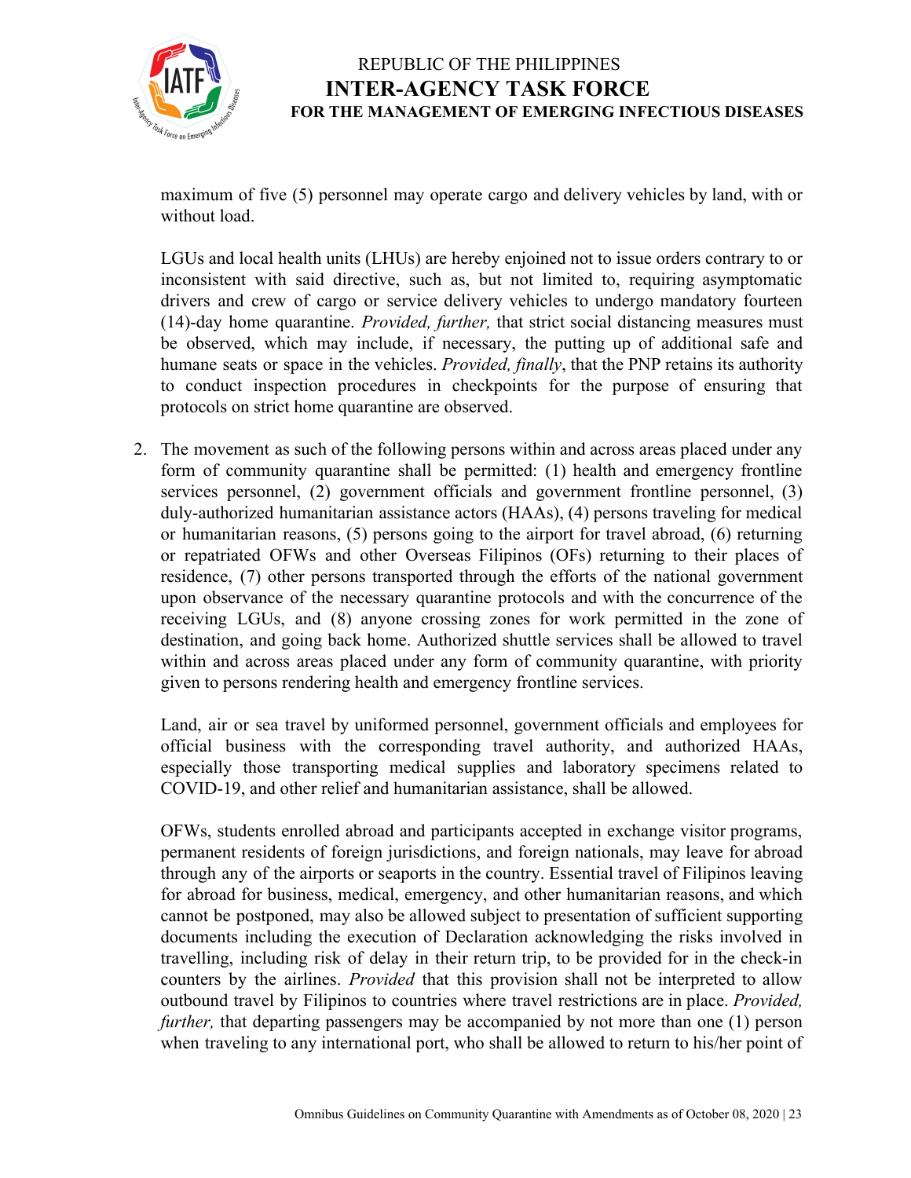maximum of five (5) personnel may operate cargo and delivery vehicles by land, with or without load.

LGUs and local health units (LHUs) are hereby enjoined not to issue orders contrary to or inconsistent with said directive, such as, but not limited to, requiring asymptomatic drivers and crew of cargo or service delivery vehicles to undergo mandatory fourteen (14)-day home quarantine. *Provided, further,* that strict social distancing measures must be observed, which may include, if necessary, the putting up of additional safe and humane seats or space in the vehicles. *Provided, finally*, that the PNP retains its authority to conduct inspection procedures in checkpoints for the purpose of ensuring that protocols on strict home quarantine are observed.

2. The movement as such of the following persons within and across areas placed under any form of community quarantine shall be permitted: (1) health and emergency frontline services personnel, (2) government officials and government frontline personnel, (3) duly-authorized humanitarian assistance actors (HAAs), (4) persons traveling for medical or humanitarian reasons, (5) persons going to the airport for travel abroad, (6) returning or repatriated OFWs and other Overseas Filipinos (OFs) returning to their places of residence, (7) other persons transported through the efforts of the national government upon observance of the necessary quarantine protocols and with the concurrence of the receiving LGUs, and (8) anyone crossing zones for work permitted in the zone of destination, and going back home. Authorized shuttle services shall be allowed to travel within and across areas placed under any form of community quarantine, with priority given to persons rendering health and emergency frontline services.

   Land, air or sea travel by uniformed personnel, government officials and employees for official business with the corresponding travel authority, and authorized HAAs, especially those transporting medical supplies and laboratory specimens related to COVID-19, and other relief and humanitarian assistance, shall be allowed.

   OFWs, students enrolled abroad and participants accepted in exchange visitor programs, permanent residents of foreign jurisdictions, and foreign nationals, may leave for abroad through any of the airports or seaports in the country. Essential travel of Filipinos leaving for abroad for business, medical, emergency, and other humanitarian reasons, and which cannot be postponed, may also be allowed subject to presentation of sufficient supporting documents including the execution of Declaration acknowledging the risks involved in travelling, including risk of delay in their return trip, to be provided for in the check-in counters by the airlines. *Provided* that this provision shall not be interpreted to allow outbound travel by Filipinos to countries where travel restrictions are in place. *Provided, further,* that departing passengers may be accompanied by not more than one (1) person when traveling to any international port, who shall be allowed to return to his/her point of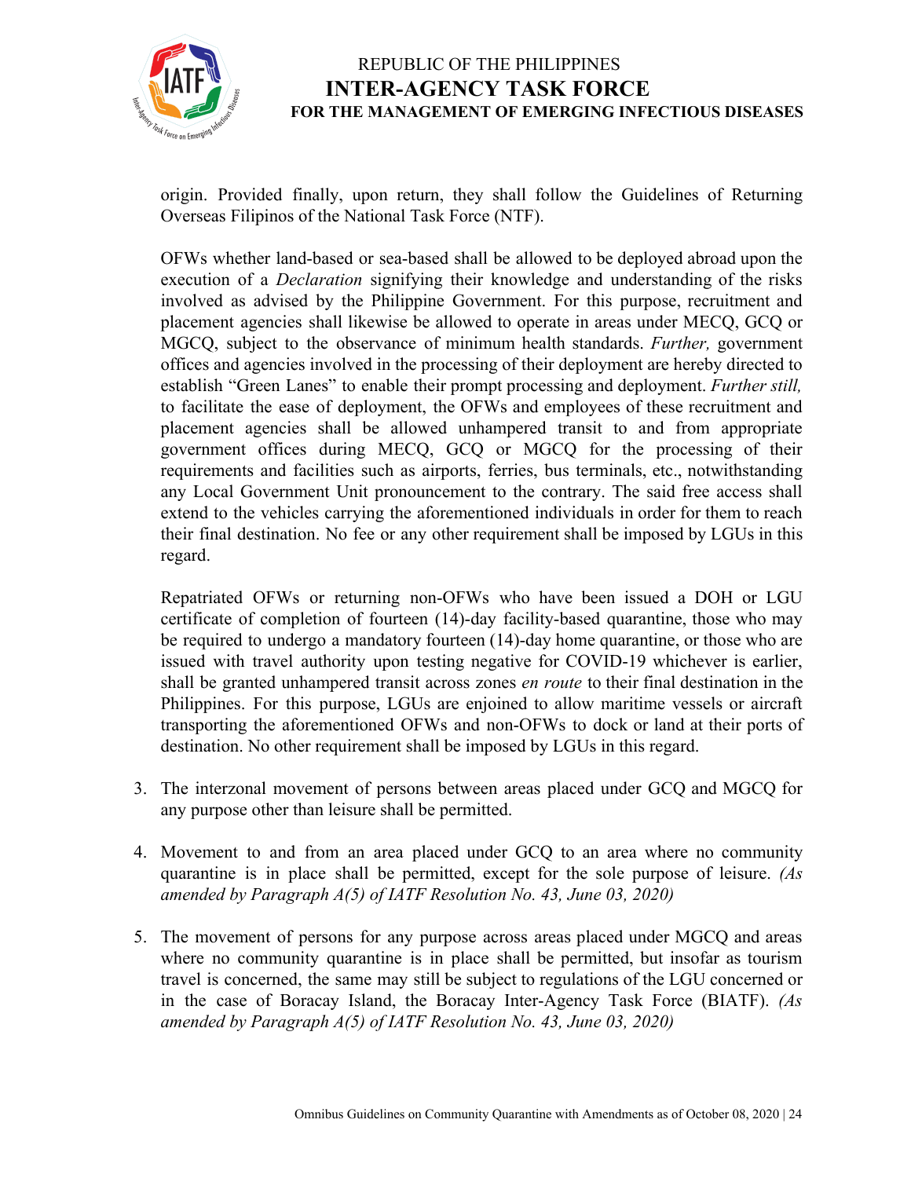origin. Provided finally, upon return, they shall follow the Guidelines of Returning Overseas Filipinos of the National Task Force (NTF).

OFWs whether land-based or sea-based shall be allowed to be deployed abroad upon the execution of a *Declaration* signifying their knowledge and understanding of the risks involved as advised by the Philippine Government. For this purpose, recruitment and placement agencies shall likewise be allowed to operate in areas under MECQ, GCQ or MGCQ, subject to the observance of minimum health standards. *Further,* government offices and agencies involved in the processing of their deployment are hereby directed to establish "Green Lanes" to enable their prompt processing and deployment. *Further still,* to facilitate the ease of deployment, the OFWs and employees of these recruitment and placement agencies shall be allowed unhampered transit to and from appropriate government offices during MECQ, GCQ or MGCQ for the processing of their requirements and facilities such as airports, ferries, bus terminals, etc., notwithstanding any Local Government Unit pronouncement to the contrary. The said free access shall extend to the vehicles carrying the aforementioned individuals in order for them to reach their final destination. No fee or any other requirement shall be imposed by LGUs in this regard.

Repatriated OFWs or returning non-OFWs who have been issued a DOH or LGU certificate of completion of fourteen (14)-day facility-based quarantine, those who may be required to undergo a mandatory fourteen (14)-day home quarantine, or those who are issued with travel authority upon testing negative for COVID-19 whichever is earlier, shall be granted unhampered transit across zones *en route* to their final destination in the Philippines. For this purpose, LGUs are enjoined to allow maritime vessels or aircraft transporting the aforementioned OFWs and non-OFWs to dock or land at their ports of destination. No other requirement shall be imposed by LGUs in this regard.

3. The interzonal movement of persons between areas placed under GCQ and MGCQ for any purpose other than leisure shall be permitted.

4. Movement to and from an area placed under GCQ to an area where no community quarantine is in place shall be permitted, except for the sole purpose of leisure. *(As amended by Paragraph A(5) of IATF Resolution No. 43, June 03, 2020)*

5. The movement of persons for any purpose across areas placed under MGCQ and areas where no community quarantine is in place shall be permitted, but insofar as tourism travel is concerned, the same may still be subject to regulations of the LGU concerned or in the case of Boracay Island, the Boracay Inter-Agency Task Force (BIATF). *(As amended by Paragraph A(5) of IATF Resolution No. 43, June 03, 2020)*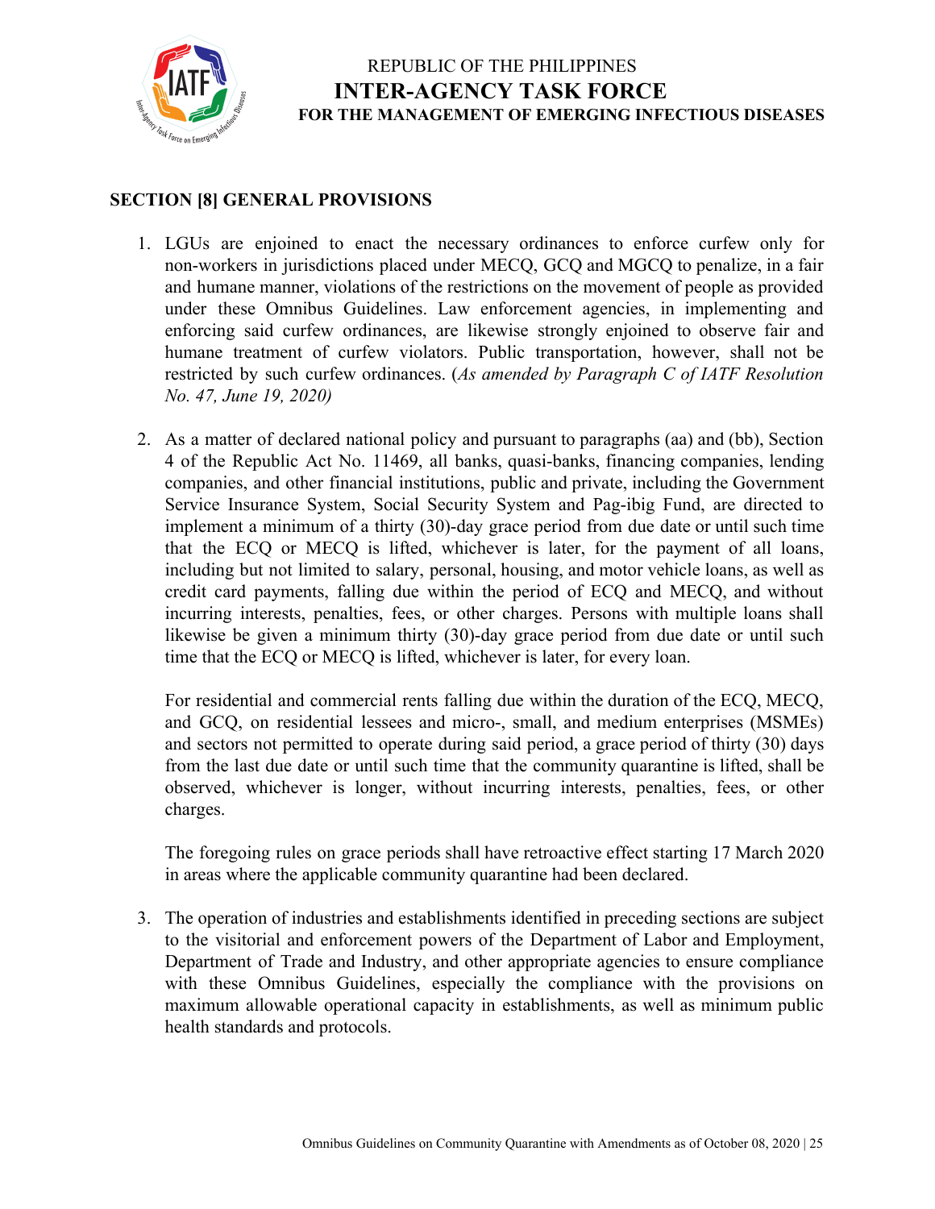## SECTION [8] GENERAL PROVISIONS

1. LGUs are enjoined to enact the necessary ordinances to enforce curfew only for non-workers in jurisdictions placed under MECQ, GCQ and MGCQ to penalize, in a fair and humane manner, violations of the restrictions on the movement of people as provided under these Omnibus Guidelines. Law enforcement agencies, in implementing and enforcing said curfew ordinances, are likewise strongly enjoined to observe fair and humane treatment of curfew violators. Public transportation, however, shall not be restricted by such curfew ordinances. (*As amended by Paragraph C of IATF Resolution No. 47, June 19, 2020)*

2. As a matter of declared national policy and pursuant to paragraphs (aa) and (bb), Section 4 of the Republic Act No. 11469, all banks, quasi-banks, financing companies, lending companies, and other financial institutions, public and private, including the Government Service Insurance System, Social Security System and Pag-ibig Fund, are directed to implement a minimum of a thirty (30)-day grace period from due date or until such time that the ECQ or MECQ is lifted, whichever is later, for the payment of all loans, including but not limited to salary, personal, housing, and motor vehicle loans, as well as credit card payments, falling due within the period of ECQ and MECQ, and without incurring interests, penalties, fees, or other charges. Persons with multiple loans shall likewise be given a minimum thirty (30)-day grace period from due date or until such time that the ECQ or MECQ is lifted, whichever is later, for every loan.

   For residential and commercial rents falling due within the duration of the ECQ, MECQ, and GCQ, on residential lessees and micro-, small, and medium enterprises (MSMEs) and sectors not permitted to operate during said period, a grace period of thirty (30) days from the last due date or until such time that the community quarantine is lifted, shall be observed, whichever is longer, without incurring interests, penalties, fees, or other charges.

   The foregoing rules on grace periods shall have retroactive effect starting 17 March 2020 in areas where the applicable community quarantine had been declared.

3. The operation of industries and establishments identified in preceding sections are subject to the visitorial and enforcement powers of the Department of Labor and Employment, Department of Trade and Industry, and other appropriate agencies to ensure compliance with these Omnibus Guidelines, especially the compliance with the provisions on maximum allowable operational capacity in establishments, as well as minimum public health standards and protocols.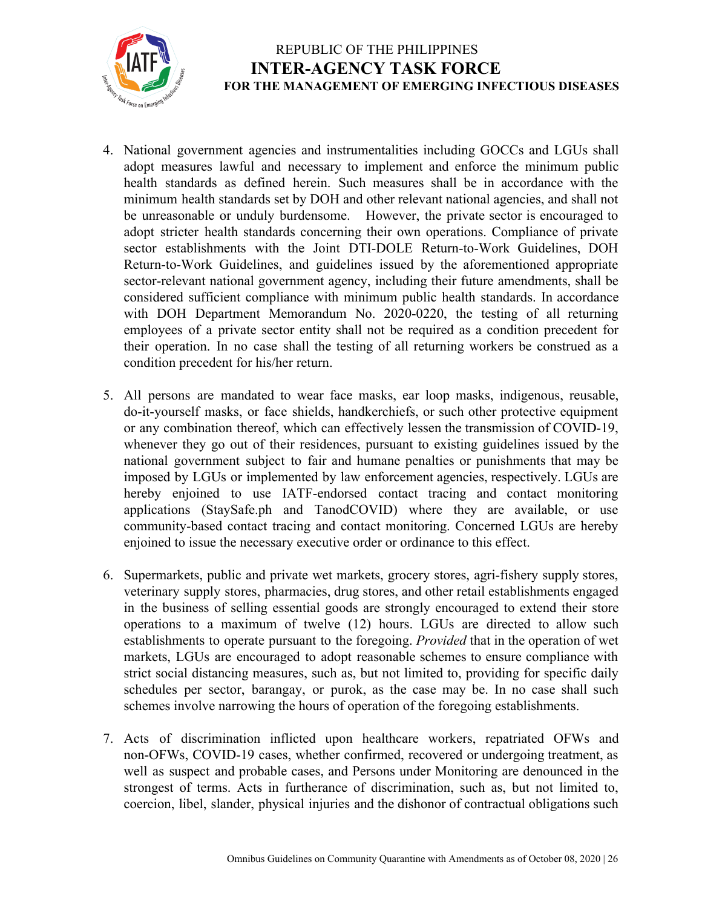4. National government agencies and instrumentalities including GOCCs and LGUs shall adopt measures lawful and necessary to implement and enforce the minimum public health standards as defined herein. Such measures shall be in accordance with the minimum health standards set by DOH and other relevant national agencies, and shall not be unreasonable or unduly burdensome. However, the private sector is encouraged to adopt stricter health standards concerning their own operations. Compliance of private sector establishments with the Joint DTI-DOLE Return-to-Work Guidelines, DOH Return-to-Work Guidelines, and guidelines issued by the aforementioned appropriate sector-relevant national government agency, including their future amendments, shall be considered sufficient compliance with minimum public health standards. In accordance with DOH Department Memorandum No. 2020-0220, the testing of all returning employees of a private sector entity shall not be required as a condition precedent for their operation. In no case shall the testing of all returning workers be construed as a condition precedent for his/her return.

5. All persons are mandated to wear face masks, ear loop masks, indigenous, reusable, do-it-yourself masks, or face shields, handkerchiefs, or such other protective equipment or any combination thereof, which can effectively lessen the transmission of COVID-19, whenever they go out of their residences, pursuant to existing guidelines issued by the national government subject to fair and humane penalties or punishments that may be imposed by LGUs or implemented by law enforcement agencies, respectively. LGUs are hereby enjoined to use IATF-endorsed contact tracing and contact monitoring applications (StaySafe.ph and TanodCOVID) where they are available, or use community-based contact tracing and contact monitoring. Concerned LGUs are hereby enjoined to issue the necessary executive order or ordinance to this effect.

6. Supermarkets, public and private wet markets, grocery stores, agri-fishery supply stores, veterinary supply stores, pharmacies, drug stores, and other retail establishments engaged in the business of selling essential goods are strongly encouraged to extend their store operations to a maximum of twelve (12) hours. LGUs are directed to allow such establishments to operate pursuant to the foregoing. *Provided* that in the operation of wet markets, LGUs are encouraged to adopt reasonable schemes to ensure compliance with strict social distancing measures, such as, but not limited to, providing for specific daily schedules per sector, barangay, or purok, as the case may be. In no case shall such schemes involve narrowing the hours of operation of the foregoing establishments.

7. Acts of discrimination inflicted upon healthcare workers, repatriated OFWs and non-OFWs, COVID-19 cases, whether confirmed, recovered or undergoing treatment, as well as suspect and probable cases, and Persons under Monitoring are denounced in the strongest of terms. Acts in furtherance of discrimination, such as, but not limited to, coercion, libel, slander, physical injuries and the dishonor of contractual obligations such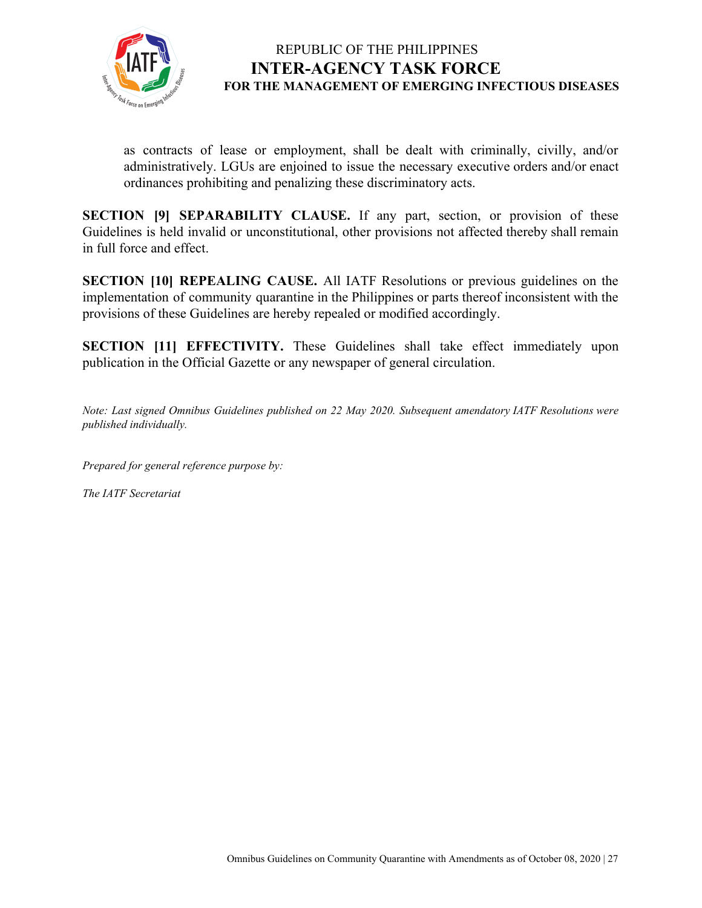as contracts of lease or employment, shall be dealt with criminally, civilly, and/or administratively. LGUs are enjoined to issue the necessary executive orders and/or enact ordinances prohibiting and penalizing these discriminatory acts.

**SECTION [9] SEPARABILITY CLAUSE.** If any part, section, or provision of these Guidelines is held invalid or unconstitutional, other provisions not affected thereby shall remain in full force and effect.

**SECTION [10] REPEALING CAUSE.** All IATF Resolutions or previous guidelines on the implementation of community quarantine in the Philippines or parts thereof inconsistent with the provisions of these Guidelines are hereby repealed or modified accordingly.

**SECTION [11] EFFECTIVITY.** These Guidelines shall take effect immediately upon publication in the Official Gazette or any newspaper of general circulation.

*Note: Last signed Omnibus Guidelines published on 22 May 2020. Subsequent amendatory IATF Resolutions were published individually.*

*Prepared for general reference purpose by:*

*The IATF Secretariat*